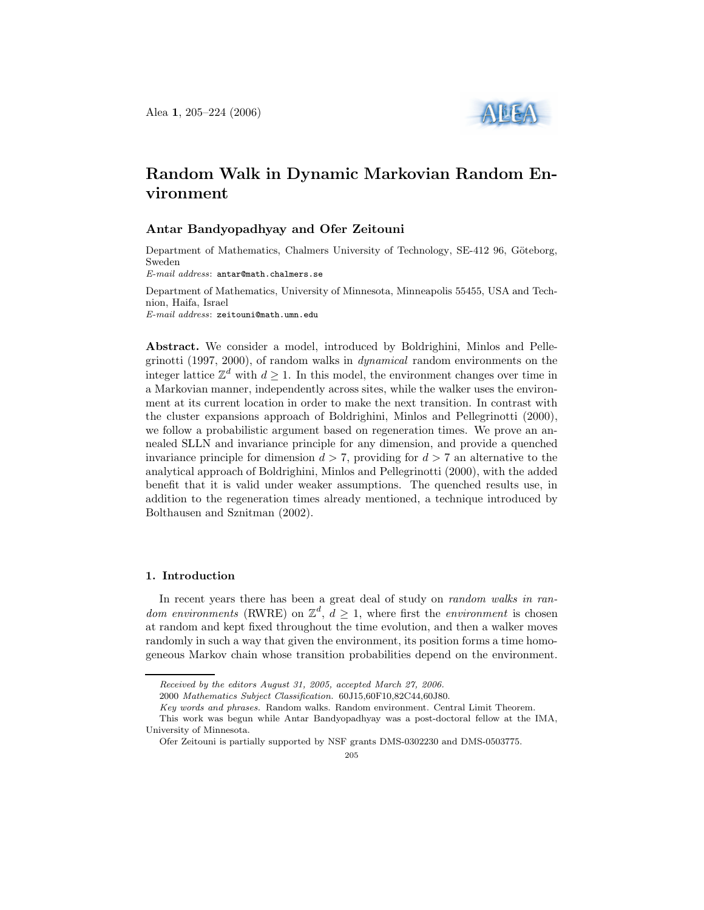# Random Walk in Dynamic Markovian Random Environment

**Antar Bandyopadhyay and Ofer Zeitouni**

Department of Mathematics, Chalmers University of Technology, SE-412 96, Göteborg, Sweden
*E-mail address*: antar@math.chalmers.se

Department of Mathematics, University of Minnesota, Minneapolis 55455, USA and Technion, Haifa, Israel
*E-mail address*: zeitouni@math.umn.edu

**Abstract.** We consider a model, introduced by Boldrighini, Minlos and Pellegrinotti (1997, 2000), of random walks in *dynamical* random environments on the integer lattice $\mathbb{Z}^d$ with $d \geq 1$. In this model, the environment changes over time in a Markovian manner, independently across sites, while the walker uses the environment at its current location in order to make the next transition. In contrast with the cluster expansions approach of Boldrighini, Minlos and Pellegrinotti (2000), we follow a probabilistic argument based on regeneration times. We prove an annealed SLLN and invariance principle for any dimension, and provide a quenched invariance principle for dimension $d > 7$, providing for $d > 7$ an alternative to the analytical approach of Boldrighini, Minlos and Pellegrinotti (2000), with the added benefit that it is valid under weaker assumptions. The quenched results use, in addition to the regeneration times already mentioned, a technique introduced by Bolthausen and Sznitman (2002).

## 1. Introduction

In recent years there has been a great deal of study on *random walks in random environments* (RWRE) on $\mathbb{Z}^d$, $d \geq 1$, where first the *environment* is chosen at random and kept fixed throughout the time evolution, and then a walker moves randomly in such a way that given the environment, its position forms a time homogeneous Markov chain whose transition probabilities depend on the environment.

---

*Received by the editors August 31, 2005, accepted March 27, 2006.*

2000 *Mathematics Subject Classification.* 60J15,60F10,82C44,60J80.

*Key words and phrases.* Random walks. Random environment. Central Limit Theorem.

This work was begun while Antar Bandyopadhyay was a post-doctoral fellow at the IMA, University of Minnesota.

Ofer Zeitouni is partially supported by NSF grants DMS-0302230 and DMS-0503775.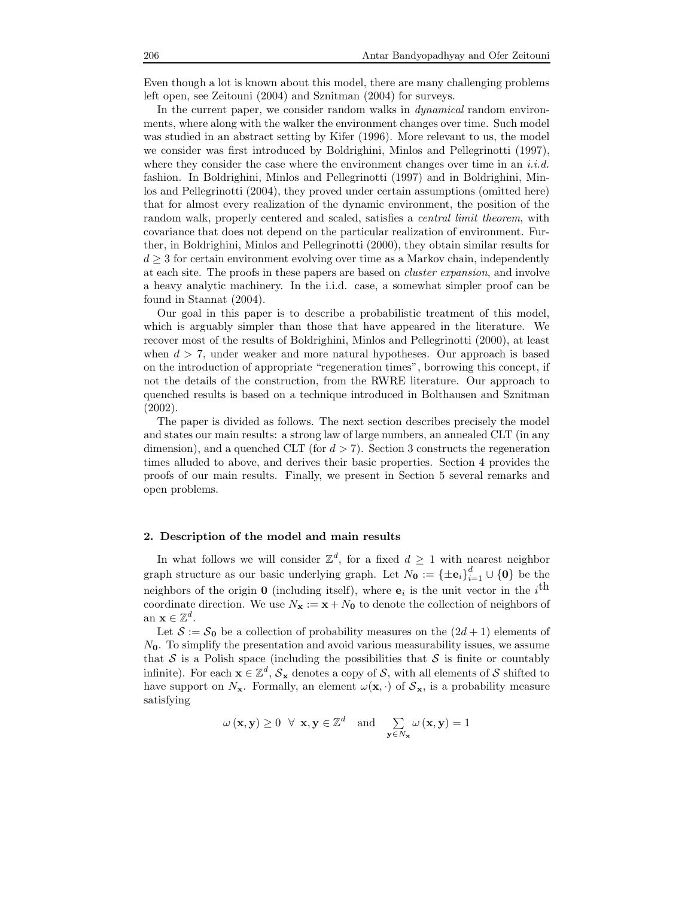Even though a lot is known about this model, there are many challenging problems left open, see Zeitouni (2004) and Sznitman (2004) for surveys.

In the current paper, we consider random walks in *dynamical* random environments, where along with the walker the environment changes over time. Such model was studied in an abstract setting by Kifer (1996). More relevant to us, the model we consider was first introduced by Boldrighini, Minlos and Pellegrinotti (1997), where they consider the case where the environment changes over time in an *i.i.d.* fashion. In Boldrighini, Minlos and Pellegrinotti (1997) and in Boldrighini, Minlos and Pellegrinotti (2004), they proved under certain assumptions (omitted here) that for almost every realization of the dynamic environment, the position of the random walk, properly centered and scaled, satisfies a *central limit theorem*, with covariance that does not depend on the particular realization of environment. Further, in Boldrighini, Minlos and Pellegrinotti (2000), they obtain similar results for $d \geq 3$ for certain environment evolving over time as a Markov chain, independently at each site. The proofs in these papers are based on *cluster expansion*, and involve a heavy analytic machinery. In the i.i.d. case, a somewhat simpler proof can be found in Stannat (2004).

Our goal in this paper is to describe a probabilistic treatment of this model, which is arguably simpler than those that have appeared in the literature. We recover most of the results of Boldrighini, Minlos and Pellegrinotti (2000), at least when $d > 7$, under weaker and more natural hypotheses. Our approach is based on the introduction of appropriate "regeneration times", borrowing this concept, if not the details of the construction, from the RWRE literature. Our approach to quenched results is based on a technique introduced in Bolthausen and Sznitman (2002).

The paper is divided as follows. The next section describes precisely the model and states our main results: a strong law of large numbers, an annealed CLT (in any dimension), and a quenched CLT (for $d > 7$). Section 3 constructs the regeneration times alluded to above, and derives their basic properties. Section 4 provides the proofs of our main results. Finally, we present in Section 5 several remarks and open problems.

## 2. Description of the model and main results

In what follows we will consider $\mathbb{Z}^d$, for a fixed $d \geq 1$ with nearest neighbor graph structure as our basic underlying graph. Let $N_{\mathbf{0}} := \{\pm \mathbf{e}_i\}_{i=1}^d \cup \{\mathbf{0}\}$ be the neighbors of the origin $\mathbf{0}$ (including itself), where $\mathbf{e}_i$ is the unit vector in the $i^{\text{th}}$ coordinate direction. We use $N_{\mathbf{x}} := \mathbf{x} + N_{\mathbf{0}}$ to denote the collection of neighbors of an $\mathbf{x} \in \mathbb{Z}^d$.

Let $\mathcal{S} := \mathcal{S}_{\mathbf{0}}$ be a collection of probability measures on the $(2d+1)$ elements of $N_{\mathbf{0}}$. To simplify the presentation and avoid various measurability issues, we assume that $\mathcal{S}$ is a Polish space (including the possibilities that $\mathcal{S}$ is finite or countably infinite). For each $\mathbf{x} \in \mathbb{Z}^d$, $\mathcal{S}_{\mathbf{x}}$ denotes a copy of $\mathcal{S}$, with all elements of $\mathcal{S}$ shifted to have support on $N_{\mathbf{x}}$. Formally, an element $\omega(\mathbf{x}, \cdot)$ of $\mathcal{S}_{\mathbf{x}}$, is a probability measure satisfying

$$\omega(\mathbf{x}, \mathbf{y}) \geq 0 \;\; \forall \;\, \mathbf{x}, \mathbf{y} \in \mathbb{Z}^d \quad \text{and} \quad \sum_{\mathbf{y} \in N_{\mathbf{x}}} \omega(\mathbf{x}, \mathbf{y}) = 1$$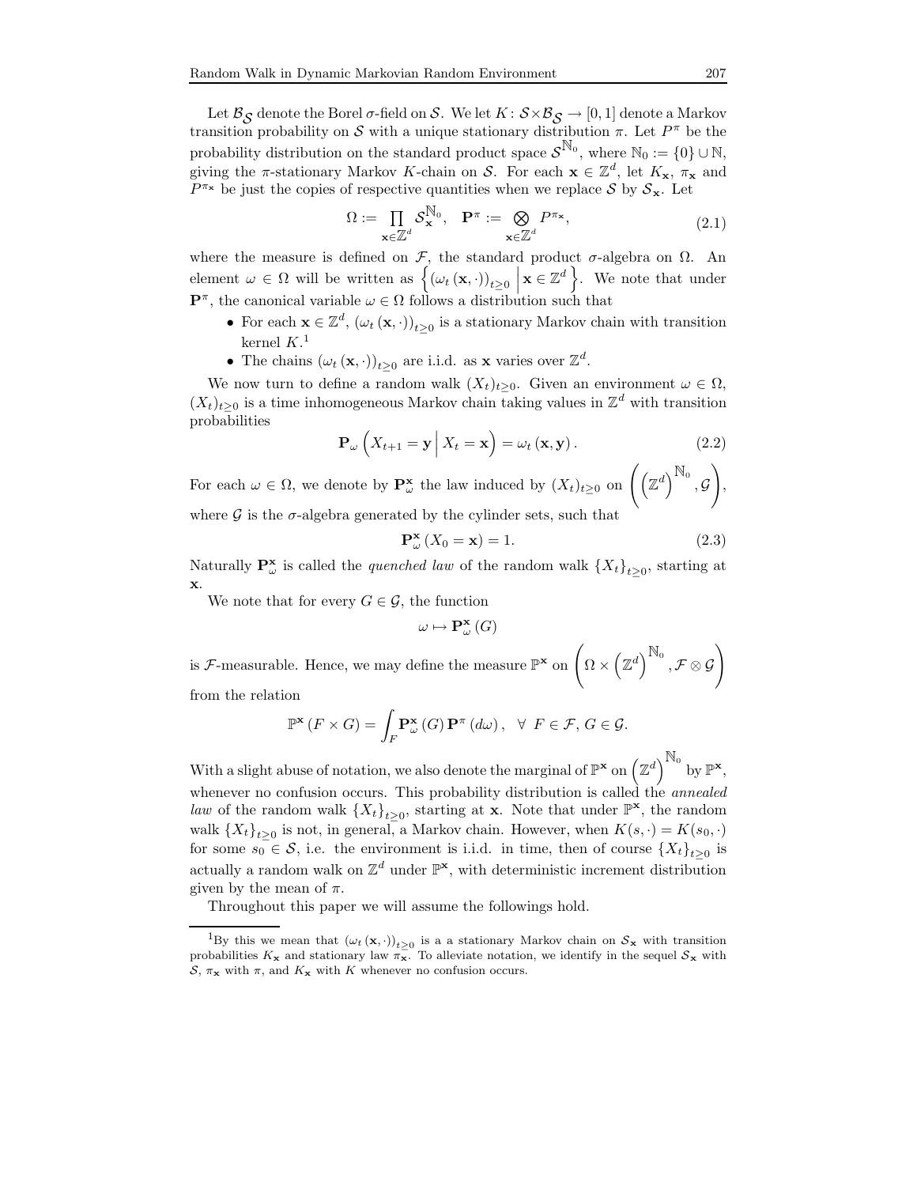Let $\mathcal{B}_{\mathcal{S}}$ denote the Borel $\sigma$-field on $\mathcal{S}$. We let $K\colon \mathcal{S}\times\mathcal{B}_{\mathcal{S}} \to [0,1]$ denote a Markov transition probability on $\mathcal{S}$ with a unique stationary distribution $\pi$. Let $P^\pi$ be the probability distribution on the standard product space $\mathcal{S}^{\mathbb{N}_0}$, where $\mathbb{N}_0 := \{0\} \cup \mathbb{N}$, giving the $\pi$-stationary Markov $K$-chain on $\mathcal{S}$. For each $\mathbf{x} \in \mathbb{Z}^d$, let $K_{\mathbf{x}}$, $\pi_{\mathbf{x}}$ and $P^{\pi_{\mathbf{x}}}$ be just the copies of respective quantities when we replace $\mathcal{S}$ by $\mathcal{S}_{\mathbf{x}}$. Let

$$\Omega := \prod_{\mathbf{x}\in\mathbb{Z}^d} \mathcal{S}_{\mathbf{x}}^{\mathbb{N}_0}, \quad \mathbf{P}^\pi := \bigotimes_{\mathbf{x}\in\mathbb{Z}^d} P^{\pi_{\mathbf{x}}}, \tag{2.1}$$

where the measure is defined on $\mathcal{F}$, the standard product $\sigma$-algebra on $\Omega$. An element $\omega \in \Omega$ will be written as $\left\{ (\omega_t(\mathbf{x}, \cdot))_{t\geq 0} \,\middle|\, \mathbf{x} \in \mathbb{Z}^d \right\}$. We note that under $\mathbf{P}^\pi$, the canonical variable $\omega \in \Omega$ follows a distribution such that

- For each $\mathbf{x} \in \mathbb{Z}^d$, $(\omega_t(\mathbf{x}, \cdot))_{t\geq 0}$ is a stationary Markov chain with transition kernel $K$.[1]
- The chains $(\omega_t(\mathbf{x}, \cdot))_{t\geq 0}$ are i.i.d. as $\mathbf{x}$ varies over $\mathbb{Z}^d$.

We now turn to define a random walk $(X_t)_{t\geq 0}$. Given an environment $\omega \in \Omega$, $(X_t)_{t\geq 0}$ is a time inhomogeneous Markov chain taking values in $\mathbb{Z}^d$ with transition probabilities

$$\mathbf{P}_\omega \left( X_{t+1} = \mathbf{y} \,\middle|\, X_t = \mathbf{x} \right) = \omega_t(\mathbf{x}, \mathbf{y}). \tag{2.2}$$

For each $\omega \in \Omega$, we denote by $\mathbf{P}_\omega^{\mathbf{x}}$ the law induced by $(X_t)_{t\geq 0}$ on $\left( \left(\mathbb{Z}^d\right)^{\mathbb{N}_0}, \mathcal{G} \right)$, where $\mathcal{G}$ is the $\sigma$-algebra generated by the cylinder sets, such that

$$\mathbf{P}_\omega^{\mathbf{x}}(X_0 = \mathbf{x}) = 1. \tag{2.3}$$

Naturally $\mathbf{P}_\omega^{\mathbf{x}}$ is called the *quenched law* of the random walk $\{X_t\}_{t\geq 0}$, starting at $\mathbf{x}$.

We note that for every $G \in \mathcal{G}$, the function

$$\omega \mapsto \mathbf{P}_\omega^{\mathbf{x}}(G)$$

is $\mathcal{F}$-measurable. Hence, we may define the measure $\mathbb{P}^{\mathbf{x}}$ on $\left( \Omega \times \left(\mathbb{Z}^d\right)^{\mathbb{N}_0}, \mathcal{F} \otimes \mathcal{G} \right)$ from the relation

$$\mathbb{P}^{\mathbf{x}}(F \times G) = \int_F \mathbf{P}_\omega^{\mathbf{x}}(G)\, \mathbf{P}^\pi(d\omega), \quad \forall\ F \in \mathcal{F},\, G \in \mathcal{G}.$$

With a slight abuse of notation, we also denote the marginal of $\mathbb{P}^{\mathbf{x}}$ on $\left(\mathbb{Z}^d\right)^{\mathbb{N}_0}$ by $\mathbb{P}^{\mathbf{x}}$, whenever no confusion occurs. This probability distribution is called the *annealed law* of the random walk $\{X_t\}_{t\geq 0}$, starting at $\mathbf{x}$. Note that under $\mathbb{P}^{\mathbf{x}}$, the random walk $\{X_t\}_{t\geq 0}$ is not, in general, a Markov chain. However, when $K(s, \cdot) = K(s_0, \cdot)$ for some $s_0 \in \mathcal{S}$, i.e. the environment is i.i.d. in time, then of course $\{X_t\}_{t\geq 0}$ is actually a random walk on $\mathbb{Z}^d$ under $\mathbb{P}^{\mathbf{x}}$, with deterministic increment distribution given by the mean of $\pi$.

Throughout this paper we will assume the followings hold.

---

[1] By this we mean that $(\omega_t(\mathbf{x}, \cdot))_{t\geq 0}$ is a a stationary Markov chain on $\mathcal{S}_{\mathbf{x}}$ with transition probabilities $K_{\mathbf{x}}$ and stationary law $\pi_{\mathbf{x}}$. To alleviate notation, we identify in the sequel $\mathcal{S}_{\mathbf{x}}$ with $\mathcal{S}$, $\pi_{\mathbf{x}}$ with $\pi$, and $K_{\mathbf{x}}$ with $K$ whenever no confusion occurs.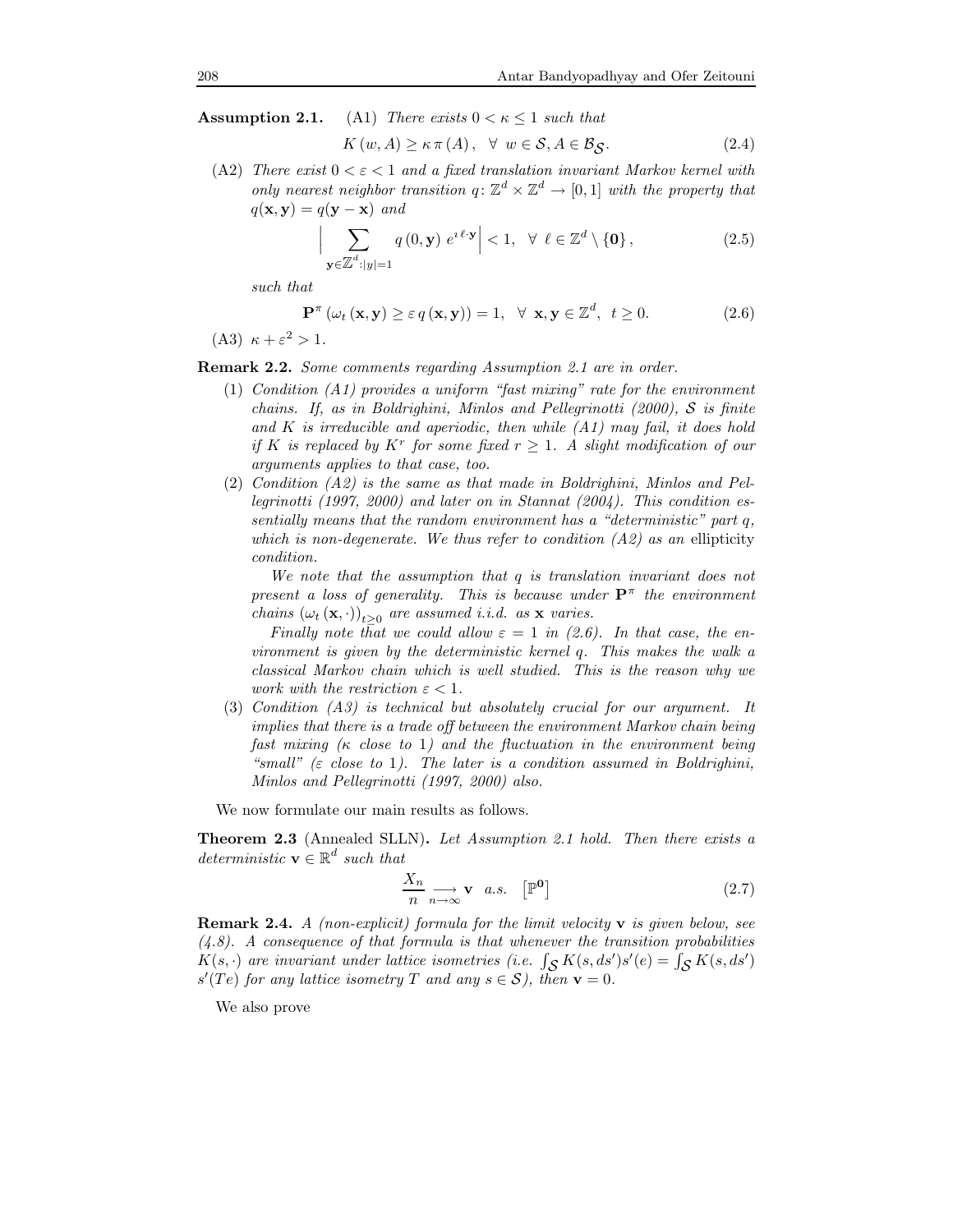**Assumption 2.1.** (A1) *There exists $0 < \kappa \leq 1$ such that*

$$K(w, A) \geq \kappa\, \pi(A), \quad \forall\ w \in \mathcal{S}, A \in \mathcal{B}_{\mathcal{S}}. \tag{2.4}$$

(A2) *There exist $0 < \varepsilon < 1$ and a fixed translation invariant Markov kernel with only nearest neighbor transition $q \colon \mathbb{Z}^d \times \mathbb{Z}^d \to [0, 1]$ with the property that $q(\mathbf{x}, \mathbf{y}) = q(\mathbf{y} - \mathbf{x})$ and*

$$\Big| \sum_{\mathbf{y} \in \mathbb{Z}^d : |y|=1} q(0, \mathbf{y})\, e^{\imath\, \ell \cdot \mathbf{y}} \Big| < 1, \quad \forall\ \ell \in \mathbb{Z}^d \setminus \{\mathbf{0}\}, \tag{2.5}$$

*such that*

$$\mathbf{P}^{\pi}\left(\omega_t(\mathbf{x}, \mathbf{y}) \geq \varepsilon\, q(\mathbf{x}, \mathbf{y})\right) = 1, \quad \forall\ \mathbf{x}, \mathbf{y} \in \mathbb{Z}^d, \ t \geq 0. \tag{2.6}$$

(A3) $\kappa + \varepsilon^2 > 1$.

**Remark 2.2.** *Some comments regarding Assumption 2.1 are in order.*

1. *Condition (A1) provides a uniform "fast mixing" rate for the environment chains. If, as in Boldrighini, Minlos and Pellegrinotti (2000), $\mathcal{S}$ is finite and $K$ is irreducible and aperiodic, then while (A1) may fail, it does hold if $K$ is replaced by $K^r$ for some fixed $r \geq 1$. A slight modification of our arguments applies to that case, too.*
2. *Condition (A2) is the same as that made in Boldrighini, Minlos and Pellegrinotti (1997, 2000) and later on in Stannat (2004). This condition essentially means that the random environment has a "deterministic" part $q$, which is non-degenerate. We thus refer to condition (A2) as an* ellipticity *condition.*

   *We note that the assumption that $q$ is translation invariant does not present a loss of generality. This is because under $\mathbf{P}^{\pi}$ the environment chains $(\omega_t(\mathbf{x}, \cdot))_{t \geq 0}$ are assumed i.i.d. as $\mathbf{x}$ varies.*

   *Finally note that we could allow $\varepsilon = 1$ in (2.6). In that case, the environment is given by the deterministic kernel $q$. This makes the walk a classical Markov chain which is well studied. This is the reason why we work with the restriction $\varepsilon < 1$.*
3. *Condition (A3) is technical but absolutely crucial for our argument. It implies that there is a trade off between the environment Markov chain being fast mixing ($\kappa$ close to 1) and the fluctuation in the environment being "small" ($\varepsilon$ close to 1). The later is a condition assumed in Boldrighini, Minlos and Pellegrinotti (1997, 2000) also.*

We now formulate our main results as follows.

**Theorem 2.3** (Annealed SLLN)**.** *Let Assumption 2.1 hold. Then there exists a deterministic $\mathbf{v} \in \mathbb{R}^d$ such that*

$$\frac{X_n}{n} \underset{n \to \infty}{\longrightarrow} \mathbf{v} \quad a.s. \quad \left[\mathbb{P}^{\mathbf{0}}\right] \tag{2.7}$$

**Remark 2.4.** *A (non-explicit) formula for the limit velocity $\mathbf{v}$ is given below, see (4.8). A consequence of that formula is that whenever the transition probabilities $K(s, \cdot)$ are invariant under lattice isometries (i.e. $\int_{\mathcal{S}} K(s, ds')s'(e) = \int_{\mathcal{S}} K(s, ds')\, s'(Te)$ for any lattice isometry $T$ and any $s \in \mathcal{S}$), then $\mathbf{v} = 0$.*

We also prove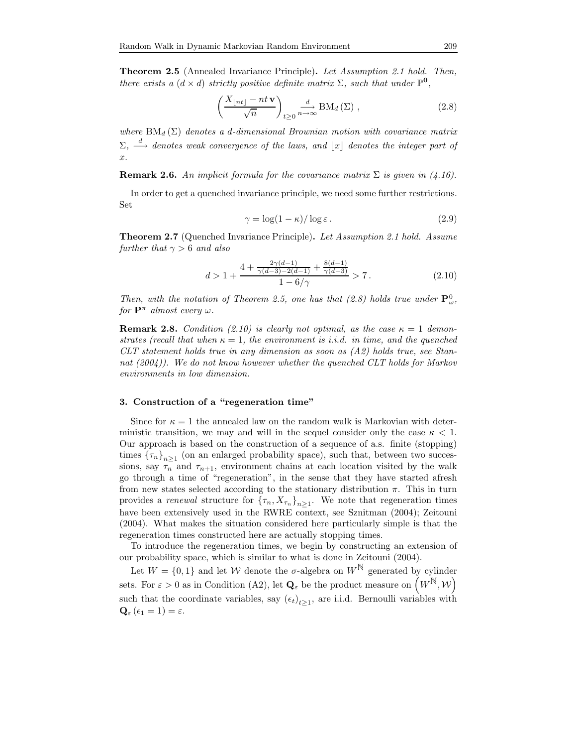**Theorem 2.5** (Annealed Invariance Principle)**.** *Let Assumption 2.1 hold. Then, there exists a $(d \times d)$ strictly positive definite matrix $\Sigma$, such that under $\mathbb{P}^{\mathbf{0}}$,*

$$\left( \frac{X_{\lfloor nt \rfloor} - nt\,\mathbf{v}}{\sqrt{n}} \right)_{t \geq 0} \xrightarrow[n \to \infty]{d} \mathrm{BM}_d(\Sigma) \,, \tag{2.8}$$

*where $\mathrm{BM}_d(\Sigma)$ denotes a $d$-dimensional Brownian motion with covariance matrix $\Sigma$, $\xrightarrow{d}$ denotes weak convergence of the laws, and $\lfloor x \rfloor$ denotes the integer part of $x$.*

**Remark 2.6.** *An implicit formula for the covariance matrix $\Sigma$ is given in (4.16).*

In order to get a quenched invariance principle, we need some further restrictions. Set

$$\gamma = \log(1-\kappa)/\log \varepsilon \,. \tag{2.9}$$

**Theorem 2.7** (Quenched Invariance Principle)**.** *Let Assumption 2.1 hold. Assume further that $\gamma > 6$ and also*

$$d > 1 + \frac{4 + \frac{2\gamma(d-1)}{\gamma(d-3)-2(d-1)} + \frac{8(d-1)}{\gamma(d-3)}}{1 - 6/\gamma} > 7 \,. \tag{2.10}$$

*Then, with the notation of Theorem 2.5, one has that (2.8) holds true under $\mathbf{P}^0_\omega$, for $\mathbf{P}^\pi$ almost every $\omega$.*

**Remark 2.8.** *Condition (2.10) is clearly not optimal, as the case $\kappa = 1$ demonstrates (recall that when $\kappa = 1$, the environment is i.i.d. in time, and the quenched CLT statement holds true in any dimension as soon as (A2) holds true, see Stannat (2004)). We do not know however whether the quenched CLT holds for Markov environments in low dimension.*

## 3. Construction of a "regeneration time"

Since for $\kappa = 1$ the annealed law on the random walk is Markovian with deterministic transition, we may and will in the sequel consider only the case $\kappa < 1$. Our approach is based on the construction of a sequence of a.s. finite (stopping) times $\{\tau_n\}_{n\geq 1}$ (on an enlarged probability space), such that, between two successions, say $\tau_n$ and $\tau_{n+1}$, environment chains at each location visited by the walk go through a time of "regeneration", in the sense that they have started afresh from new states selected according to the stationary distribution $\pi$. This in turn provides a *renewal* structure for $\{\tau_n, X_{\tau_n}\}_{n\geq 1}$. We note that regeneration times have been extensively used in the RWRE context, see Sznitman (2004); Zeitouni (2004). What makes the situation considered here particularly simple is that the regeneration times constructed here are actually stopping times.

To introduce the regeneration times, we begin by constructing an extension of our probability space, which is similar to what is done in Zeitouni (2004).

Let $W = \{0, 1\}$ and let $\mathcal{W}$ denote the $\sigma$-algebra on $W^{\mathbb{N}}$ generated by cylinder sets. For $\varepsilon > 0$ as in Condition (A2), let $\mathbf{Q}_\varepsilon$ be the product measure on $\left(W^{\mathbb{N}}, \mathcal{W}\right)$ such that the coordinate variables, say $(\epsilon_t)_{t\geq 1}$, are i.i.d. Bernoulli variables with $\mathbf{Q}_\varepsilon(\epsilon_1 = 1) = \varepsilon$.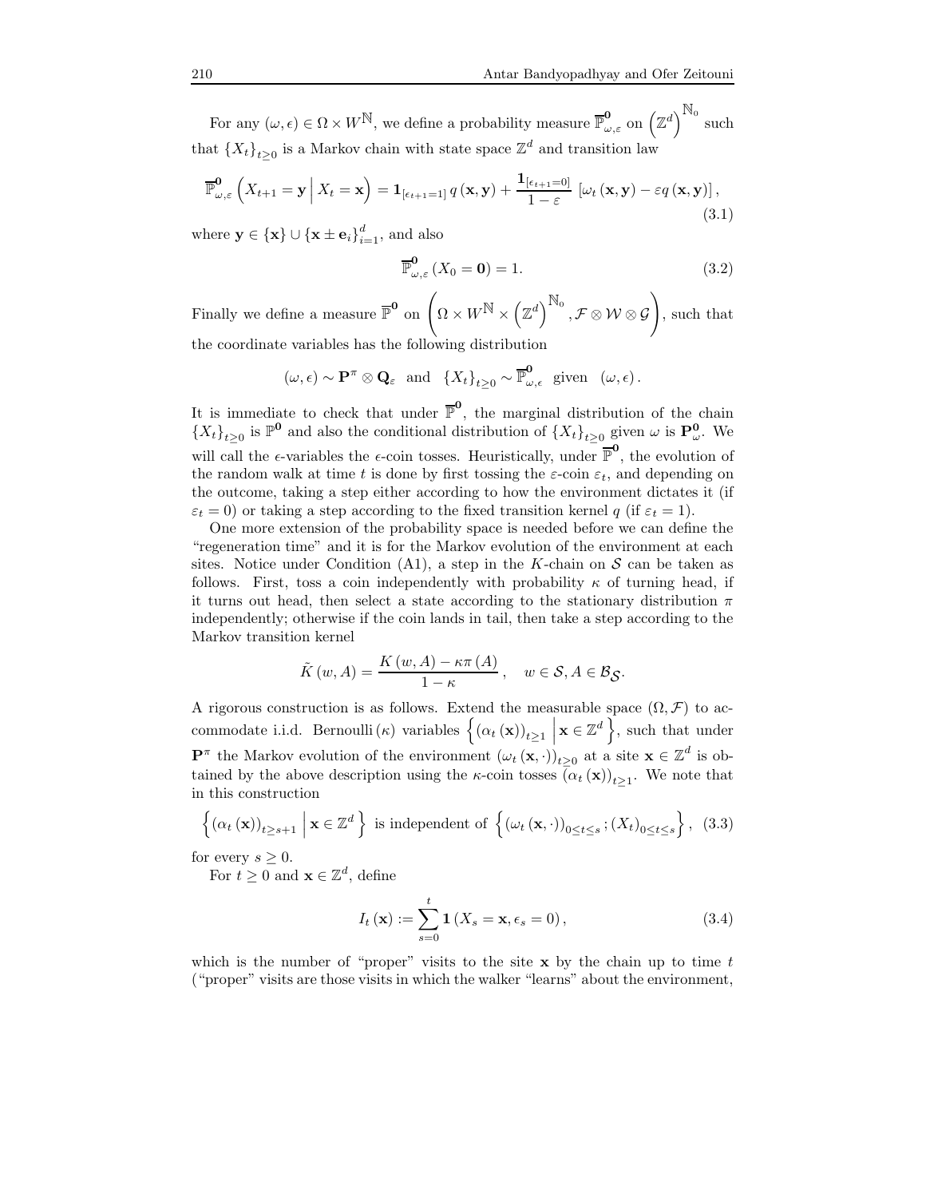For any $(\omega, \epsilon) \in \Omega \times W^{\mathbb{N}}$, we define a probability measure $\overline{\mathbb{P}}^{\mathbf{0}}_{\omega,\varepsilon}$ on $\left(\mathbb{Z}^d\right)^{\mathbb{N}_0}$ such that $\{X_t\}_{t \geq 0}$ is a Markov chain with state space $\mathbb{Z}^d$ and transition law

$$\overline{\mathbb{P}}^{\mathbf{0}}_{\omega,\varepsilon}\left(X_{t+1} = \mathbf{y} \,\middle|\, X_t = \mathbf{x}\right) = \mathbf{1}_{[\epsilon_{t+1}=1]}\, q\left(\mathbf{x}, \mathbf{y}\right) + \frac{\mathbf{1}_{[\epsilon_{t+1}=0]}}{1-\varepsilon}\, \left[\omega_t\left(\mathbf{x}, \mathbf{y}\right) - \varepsilon q\left(\mathbf{x}, \mathbf{y}\right)\right], \tag{3.1}$$

where $\mathbf{y} \in \{\mathbf{x}\} \cup \{\mathbf{x} \pm \mathbf{e}_i\}_{i=1}^d$, and also

$$\overline{\mathbb{P}}^{\mathbf{0}}_{\omega,\varepsilon}\left(X_0 = \mathbf{0}\right) = 1. \tag{3.2}$$

Finally we define a measure $\overline{\mathbb{P}}^{\mathbf{0}}$ on $\left(\Omega \times W^{\mathbb{N}} \times \left(\mathbb{Z}^d\right)^{\mathbb{N}_0}, \mathcal{F} \otimes \mathcal{W} \otimes \mathcal{G}\right)$, such that the coordinate variables has the following distribution

$$(\omega, \epsilon) \sim \mathbf{P}^{\pi} \otimes \mathbf{Q}_{\varepsilon} \quad \text{and} \quad \{X_t\}_{t\geq 0} \sim \overline{\mathbb{P}}^{\mathbf{0}}_{\omega,\epsilon} \;\; \text{given} \;\; (\omega, \epsilon)\,.$$

It is immediate to check that under $\overline{\mathbb{P}}^{\mathbf{0}}$, the marginal distribution of the chain $\{X_t\}_{t\geq 0}$ is $\mathbb{P}^{\mathbf{0}}$ and also the conditional distribution of $\{X_t\}_{t\geq 0}$ given $\omega$ is $\mathbf{P}^{\mathbf{0}}_{\omega}$. We will call the $\epsilon$-variables the $\epsilon$-coin tosses. Heuristically, under $\overline{\mathbb{P}}^{\mathbf{0}}$, the evolution of the random walk at time $t$ is done by first tossing the $\varepsilon$-coin $\varepsilon_t$, and depending on the outcome, taking a step either according to how the environment dictates it (if $\varepsilon_t = 0$) or taking a step according to the fixed transition kernel $q$ (if $\varepsilon_t = 1$).

One more extension of the probability space is needed before we can define the "regeneration time" and it is for the Markov evolution of the environment at each sites. Notice under Condition (A1), a step in the $K$-chain on $\mathcal{S}$ can be taken as follows. First, toss a coin independently with probability $\kappa$ of turning head, if it turns out head, then select a state according to the stationary distribution $\pi$ independently; otherwise if the coin lands in tail, then take a step according to the Markov transition kernel

$$\tilde{K}\left(w, A\right) = \frac{K\left(w, A\right) - \kappa\pi\left(A\right)}{1-\kappa}\,, \quad w \in \mathcal{S}, A \in \mathcal{B}_{\mathcal{S}}.$$

A rigorous construction is as follows. Extend the measurable space $(\Omega, \mathcal{F})$ to accommodate i.i.d. Bernoulli$(\kappa)$ variables $\left\{\left(\alpha_t\left(\mathbf{x}\right)\right)_{t\geq 1} \,\middle|\, \mathbf{x} \in \mathbb{Z}^d\right\}$, such that under $\mathbf{P}^{\pi}$ the Markov evolution of the environment $\left(\omega_t\left(\mathbf{x}, \cdot\right)\right)_{t\geq 0}$ at a site $\mathbf{x} \in \mathbb{Z}^d$ is obtained by the above description using the $\kappa$-coin tosses $\left(\alpha_t\left(\mathbf{x}\right)\right)_{t\geq 1}$. We note that in this construction

$$\left\{\left(\alpha_t\left(\mathbf{x}\right)\right)_{t\geq s+1} \,\middle|\, \mathbf{x} \in \mathbb{Z}^d\right\} \text{ is independent of } \left\{\left(\omega_t\left(\mathbf{x}, \cdot\right)\right)_{0\leq t\leq s}; \left(X_t\right)_{0\leq t\leq s}\right\}, \tag{3.3}$$

for every $s \geq 0$.

For $t \geq 0$ and $\mathbf{x} \in \mathbb{Z}^d$, define

$$I_t\left(\mathbf{x}\right) := \sum_{s=0}^{t} \mathbf{1}\left(X_s = \mathbf{x}, \epsilon_s = 0\right), \tag{3.4}$$

which is the number of "proper" visits to the site $\mathbf{x}$ by the chain up to time $t$ ("proper" visits are those visits in which the walker "learns" about the environment,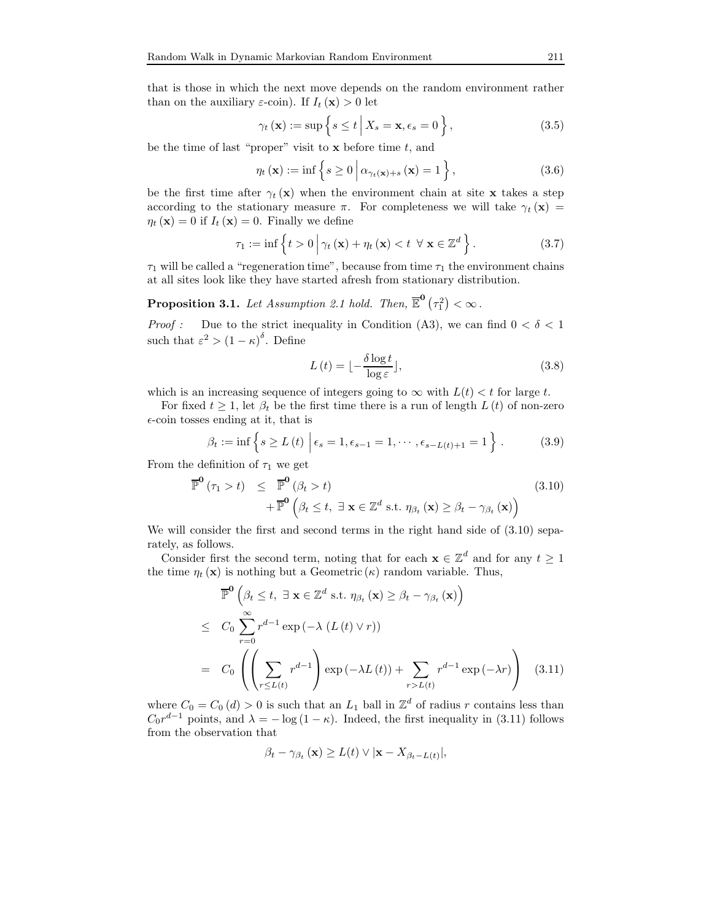that is those in which the next move depends on the random environment rather than on the auxiliary $\varepsilon$-coin). If $I_t(\mathbf{x}) > 0$ let

$$\gamma_t(\mathbf{x}) := \sup \left\{ s \leq t \,\middle|\, X_s = \mathbf{x}, \epsilon_s = 0 \right\}, \tag{3.5}$$

be the time of last "proper" visit to $\mathbf{x}$ before time $t$, and

$$\eta_t(\mathbf{x}) := \inf \left\{ s \geq 0 \,\middle|\, \alpha_{\gamma_t(\mathbf{x})+s}(\mathbf{x}) = 1 \right\}, \tag{3.6}$$

be the first time after $\gamma_t(\mathbf{x})$ when the environment chain at site $\mathbf{x}$ takes a step according to the stationary measure $\pi$. For completeness we will take $\gamma_t(\mathbf{x}) = \eta_t(\mathbf{x}) = 0$ if $I_t(\mathbf{x}) = 0$. Finally we define

$$\tau_1 := \inf \left\{ t > 0 \,\middle|\, \gamma_t(\mathbf{x}) + \eta_t(\mathbf{x}) < t \;\; \forall\, \mathbf{x} \in \mathbb{Z}^d \right\}. \tag{3.7}$$

$\tau_1$ will be called a "regeneration time", because from time $\tau_1$ the environment chains at all sites look like they have started afresh from stationary distribution.

**Proposition 3.1.** *Let Assumption 2.1 hold. Then,* $\overline{\mathbb{E}}^{\mathbf{0}}\left(\tau_1^2\right) < \infty$.

*Proof :* Due to the strict inequality in Condition (A3), we can find $0 < \delta < 1$ such that $\varepsilon^2 > (1-\kappa)^\delta$. Define

$$L(t) = \lfloor -\frac{\delta \log t}{\log \varepsilon} \rfloor, \tag{3.8}$$

which is an increasing sequence of integers going to $\infty$ with $L(t) < t$ for large $t$.

For fixed $t \geq 1$, let $\beta_t$ be the first time there is a run of length $L(t)$ of non-zero $\epsilon$-coin tosses ending at it, that is

$$\beta_t := \inf \left\{ s \geq L(t) \,\middle|\, \epsilon_s = 1, \epsilon_{s-1} = 1, \cdots, \epsilon_{s-L(t)+1} = 1 \right\}. \tag{3.9}$$

From the definition of $\tau_1$ we get

$$\begin{aligned} \overline{\mathbb{P}}^{\mathbf{0}}(\tau_1 > t) \;\; &\leq \;\; \overline{\mathbb{P}}^{\mathbf{0}}(\beta_t > t) \\ &\quad + \overline{\mathbb{P}}^{\mathbf{0}}\left(\beta_t \leq t, \; \exists\, \mathbf{x} \in \mathbb{Z}^d \text{ s.t. } \eta_{\beta_t}(\mathbf{x}) \geq \beta_t - \gamma_{\beta_t}(\mathbf{x})\right) \end{aligned} \tag{3.10}$$

We will consider the first and second terms in the right hand side of (3.10) separately, as follows.

Consider first the second term, noting that for each $\mathbf{x} \in \mathbb{Z}^d$ and for any $t \geq 1$ the time $\eta_t(\mathbf{x})$ is nothing but a Geometric$(\kappa)$ random variable. Thus,

$$\begin{aligned} &\overline{\mathbb{P}}^{\mathbf{0}}\left(\beta_t \leq t, \; \exists\, \mathbf{x} \in \mathbb{Z}^d \text{ s.t. } \eta_{\beta_t}(\mathbf{x}) \geq \beta_t - \gamma_{\beta_t}(\mathbf{x})\right) \\ \leq \;\; & C_0 \sum_{r=0}^{\infty} r^{d-1} \exp\left(-\lambda\, (L(t) \vee r)\right) \\ = \;\; & C_0 \left( \left( \sum_{r \leq L(t)} r^{d-1} \right) \exp\left(-\lambda L(t)\right) + \sum_{r > L(t)} r^{d-1} \exp\left(-\lambda r\right) \right) \end{aligned} \tag{3.11}$$

where $C_0 = C_0(d) > 0$ is such that an $L_1$ ball in $\mathbb{Z}^d$ of radius $r$ contains less than $C_0 r^{d-1}$ points, and $\lambda = -\log(1-\kappa)$. Indeed, the first inequality in (3.11) follows from the observation that

$$\beta_t - \gamma_{\beta_t}(\mathbf{x}) \geq L(t) \vee |\mathbf{x} - X_{\beta_t - L(t)}|,$$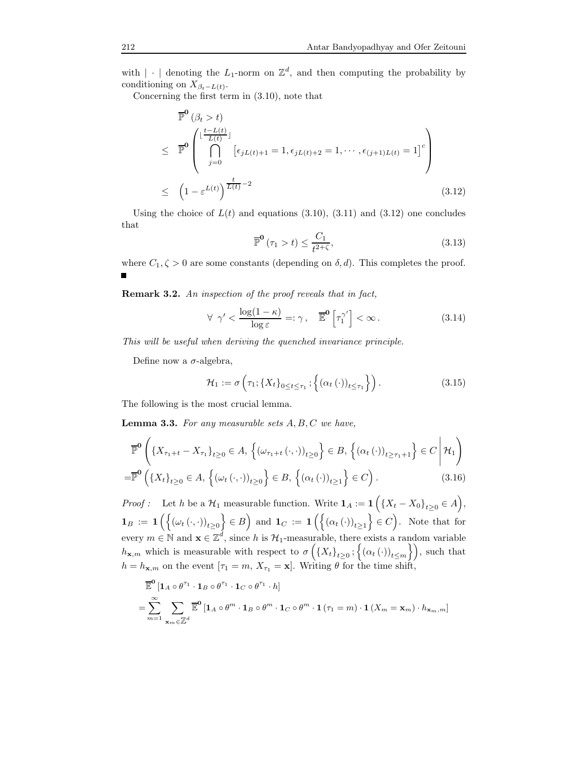with $|\cdot|$ denoting the $L_1$-norm on $\mathbb{Z}^d$, and then computing the probability by conditioning on $X_{\beta_t - L(t)}$.

Concerning the first term in (3.10), note that

$$
\begin{aligned}
& \overline{\mathbb{P}}^{\mathbf{0}}\left(\beta_t > t\right) \\
\leq \quad & \overline{\mathbb{P}}^{\mathbf{0}}\left(\bigcap_{j=0}^{\lfloor \frac{t-L(t)}{L(t)} \rfloor} \left[\epsilon_{jL(t)+1} = 1, \epsilon_{jL(t)+2} = 1, \cdots, \epsilon_{(j+1)L(t)} = 1\right]^c\right) \\
\leq \quad & \left(1 - \varepsilon^{L(t)}\right)^{\frac{t}{L(t)} - 2}
\end{aligned}
\tag{3.12}
$$

Using the choice of $L(t)$ and equations (3.10), (3.11) and (3.12) one concludes that

$$
\overline{\mathbb{P}}^{\mathbf{0}}\left(\tau_1 > t\right) \leq \frac{C_1}{t^{2+\zeta}}, \tag{3.13}
$$

where $C_1, \zeta > 0$ are some constants (depending on $\delta, d$). This completes the proof. ∎

**Remark 3.2.** *An inspection of the proof reveals that in fact,*

$$
\forall \;\; \gamma' < \frac{\log(1-\kappa)}{\log \varepsilon} =: \gamma\,, \quad \overline{\mathbb{E}}^{\mathbf{0}}\left[\tau_1^{\gamma'}\right] < \infty\,. \tag{3.14}
$$

*This will be useful when deriving the quenched invariance principle.*

Define now a $\sigma$-algebra,

$$
\mathcal{H}_1 := \sigma\left(\tau_1; \{X_t\}_{0 \leq t \leq \tau_1}; \left\{\left(\alpha_t\left(\cdot\right)\right)_{t \leq \tau_1}\right\}\right). \tag{3.15}
$$

The following is the most crucial lemma.

**Lemma 3.3.** *For any measurable sets $A, B, C$ we have,*

$$
\begin{aligned}
& \overline{\mathbb{P}}^{\mathbf{0}}\left(\left\{X_{\tau_1+t} - X_{\tau_1}\right\}_{t\geq 0} \in A,\, \left\{\left(\omega_{\tau_1+t}\left(\cdot,\cdot\right)\right)_{t \geq 0}\right\} \in B,\, \left\{\left(\alpha_t\left(\cdot\right)\right)_{t \geq \tau_1+1}\right\} \in C \,\middle|\, \mathcal{H}_1\right) \\
=& \overline{\mathbb{P}}^{\mathbf{0}}\left(\left\{X_t\right\}_{t\geq 0} \in A,\, \left\{\left(\omega_t\left(\cdot,\cdot\right)\right)_{t\geq 0}\right\} \in B,\, \left\{\left(\alpha_t\left(\cdot\right)\right)_{t\geq 1}\right\} \in C\right).
\end{aligned}
\tag{3.16}
$$

*Proof :* Let $h$ be a $\mathcal{H}_1$ measurable function. Write $\mathbf{1}_A := \mathbf{1}\left(\left\{X_t - X_0\right\}_{t\geq 0} \in A\right)$, $\mathbf{1}_B := \mathbf{1}\left(\left\{\left(\omega_t\left(\cdot,\cdot\right)\right)_{t\geq 0}\right\} \in B\right)$ and $\mathbf{1}_C := \mathbf{1}\left(\left\{\left(\alpha_t\left(\cdot\right)\right)_{t\geq 1}\right\} \in C\right)$. Note that for every $m \in \mathbb{N}$ and $\mathbf{x} \in \mathbb{Z}^d$, since $h$ is $\mathcal{H}_1$-measurable, there exists a random variable $h_{\mathbf{x},m}$ which is measurable with respect to $\sigma\left(\left\{X_t\right\}_{t\geq 0}; \left\{\left(\alpha_t\left(\cdot\right)\right)_{t\leq m}\right\}\right)$, such that $h = h_{\mathbf{x},m}$ on the event $[\tau_1 = m, X_{\tau_1} = \mathbf{x}]$. Writing $\theta$ for the time shift,

$$
\begin{aligned}
& \overline{\mathbb{E}}^{\mathbf{0}}\left[\mathbf{1}_A \circ \theta^{\tau_1} \cdot \mathbf{1}_B \circ \theta^{\tau_1} \cdot \mathbf{1}_C \circ \theta^{\tau_1} \cdot h\right] \\
=& \sum_{m=1}^{\infty} \sum_{\mathbf{x}_m \in \mathbb{Z}^d} \overline{\mathbb{E}}^{\mathbf{0}}\left[\mathbf{1}_A \circ \theta^m \cdot \mathbf{1}_B \circ \theta^m \cdot \mathbf{1}_C \circ \theta^m \cdot \mathbf{1}\left(\tau_1 = m\right) \cdot \mathbf{1}\left(X_m = \mathbf{x}_m\right) \cdot h_{\mathbf{x}_m,m}\right]
\end{aligned}
$$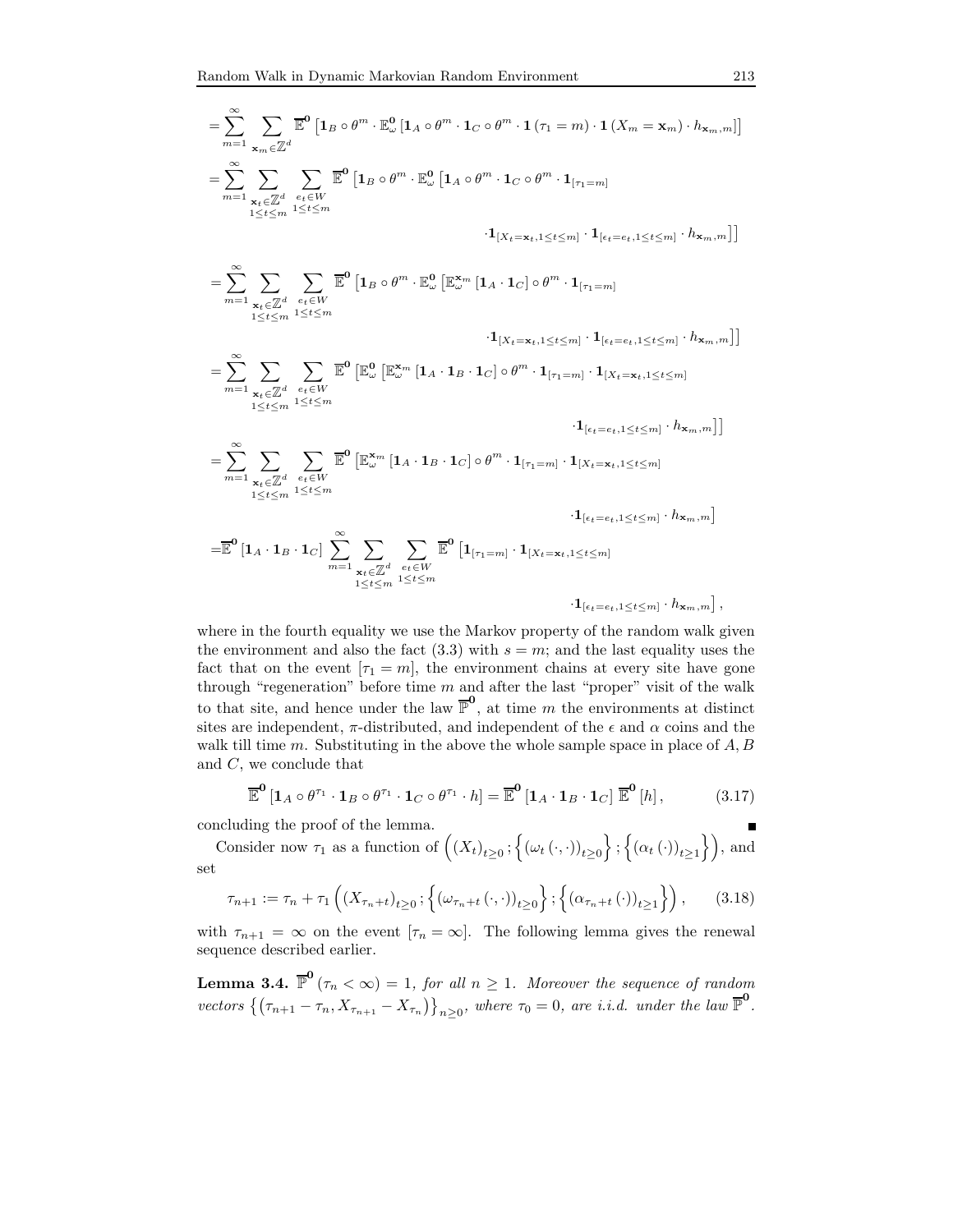$$
\begin{aligned}
&= \sum_{m=1}^{\infty} \sum_{\mathbf{x}_m \in \mathbb{Z}^d} \overline{\mathbb{E}}^{\mathbf{0}} \left[ \mathbf{1}_B \circ \theta^m \cdot \mathbb{E}_\omega^{\mathbf{0}} \left[ \mathbf{1}_A \circ \theta^m \cdot \mathbf{1}_C \circ \theta^m \cdot \mathbf{1}\left(\tau_1 = m\right) \cdot \mathbf{1}\left(X_m = \mathbf{x}_m\right) \cdot h_{\mathbf{x}_m, m} \right] \right] \\
&= \sum_{m=1}^{\infty} \sum_{\substack{\mathbf{x}_t \in \mathbb{Z}^d \\ 1 \le t \le m}} \sum_{\substack{e_t \in W \\ 1 \le t \le m}} \overline{\mathbb{E}}^{\mathbf{0}} \left[ \mathbf{1}_B \circ \theta^m \cdot \mathbb{E}_\omega^{\mathbf{0}} \left[ \mathbf{1}_A \circ \theta^m \cdot \mathbf{1}_C \circ \theta^m \cdot \mathbf{1}_{[\tau_1 = m]} \right. \right. \\
&\qquad\qquad \left. \left. \cdot \mathbf{1}_{[X_t = \mathbf{x}_t, 1 \le t \le m]} \cdot \mathbf{1}_{[\epsilon_t = e_t, 1 \le t \le m]} \cdot h_{\mathbf{x}_m, m} \right] \right] \\
&= \sum_{m=1}^{\infty} \sum_{\substack{\mathbf{x}_t \in \mathbb{Z}^d \\ 1 \le t \le m}} \sum_{\substack{e_t \in W \\ 1 \le t \le m}} \overline{\mathbb{E}}^{\mathbf{0}} \left[ \mathbf{1}_B \circ \theta^m \cdot \mathbb{E}_\omega^{\mathbf{0}} \left[ \mathbb{E}_\omega^{\mathbf{x}_m} \left[ \mathbf{1}_A \cdot \mathbf{1}_C \right] \circ \theta^m \cdot \mathbf{1}_{[\tau_1 = m]} \right. \right. \\
&\qquad\qquad \left. \left. \cdot \mathbf{1}_{[X_t = \mathbf{x}_t, 1 \le t \le m]} \cdot \mathbf{1}_{[\epsilon_t = e_t, 1 \le t \le m]} \cdot h_{\mathbf{x}_m, m} \right] \right] \\
&= \sum_{m=1}^{\infty} \sum_{\substack{\mathbf{x}_t \in \mathbb{Z}^d \\ 1 \le t \le m}} \sum_{\substack{e_t \in W \\ 1 \le t \le m}} \overline{\mathbb{E}}^{\mathbf{0}} \left[ \mathbb{E}_\omega^{\mathbf{0}} \left[ \mathbb{E}_\omega^{\mathbf{x}_m} \left[ \mathbf{1}_A \cdot \mathbf{1}_B \cdot \mathbf{1}_C \right] \circ \theta^m \cdot \mathbf{1}_{[\tau_1 = m]} \cdot \mathbf{1}_{[X_t = \mathbf{x}_t, 1 \le t \le m]} \right. \right. \\
&\qquad\qquad \left. \left. \cdot \mathbf{1}_{[\epsilon_t = e_t, 1 \le t \le m]} \cdot h_{\mathbf{x}_m, m} \right] \right] \\
&= \sum_{m=1}^{\infty} \sum_{\substack{\mathbf{x}_t \in \mathbb{Z}^d \\ 1 \le t \le m}} \sum_{\substack{e_t \in W \\ 1 \le t \le m}} \overline{\mathbb{E}}^{\mathbf{0}} \left[ \mathbb{E}_\omega^{\mathbf{x}_m} \left[ \mathbf{1}_A \cdot \mathbf{1}_B \cdot \mathbf{1}_C \right] \circ \theta^m \cdot \mathbf{1}_{[\tau_1 = m]} \cdot \mathbf{1}_{[X_t = \mathbf{x}_t, 1 \le t \le m]} \right. \\
&\qquad\qquad \left. \cdot \mathbf{1}_{[\epsilon_t = e_t, 1 \le t \le m]} \cdot h_{\mathbf{x}_m, m} \right] \\
&= \overline{\mathbb{E}}^{\mathbf{0}} \left[ \mathbf{1}_A \cdot \mathbf{1}_B \cdot \mathbf{1}_C \right] \sum_{m=1}^{\infty} \sum_{\substack{\mathbf{x}_t \in \mathbb{Z}^d \\ 1 \le t \le m}} \sum_{\substack{e_t \in W \\ 1 \le t \le m}} \overline{\mathbb{E}}^{\mathbf{0}} \left[ \mathbf{1}_{[\tau_1 = m]} \cdot \mathbf{1}_{[X_t = \mathbf{x}_t, 1 \le t \le m]} \right. \\
&\qquad\qquad \left. \cdot \mathbf{1}_{[\epsilon_t = e_t, 1 \le t \le m]} \cdot h_{\mathbf{x}_m, m} \right],
\end{aligned}
$$

where in the fourth equality we use the Markov property of the random walk given the environment and also the fact (3.3) with $s = m$; and the last equality uses the fact that on the event $[\tau_1 = m]$, the environment chains at every site have gone through "regeneration" before time $m$ and after the last "proper" visit of the walk to that site, and hence under the law $\overline{\mathbb{P}}^{\mathbf{0}}$, at time $m$ the environments at distinct sites are independent, $\pi$-distributed, and independent of the $\epsilon$ and $\alpha$ coins and the walk till time $m$. Substituting in the above the whole sample space in place of $A, B$ and $C$, we conclude that

$$
\overline{\mathbb{E}}^{\mathbf{0}} \left[ \mathbf{1}_A \circ \theta^{\tau_1} \cdot \mathbf{1}_B \circ \theta^{\tau_1} \cdot \mathbf{1}_C \circ \theta^{\tau_1} \cdot h \right] = \overline{\mathbb{E}}^{\mathbf{0}} \left[ \mathbf{1}_A \cdot \mathbf{1}_B \cdot \mathbf{1}_C \right] \overline{\mathbb{E}}^{\mathbf{0}} \left[ h \right], \tag{3.17}
$$

concluding the proof of the lemma. ∎

Consider now $\tau_1$ as a function of $\left( (X_t)_{t \ge 0} ; \left\{ (\omega_t(\cdot,\cdot))_{t \ge 0} \right\} ; \left\{ (\alpha_t(\cdot))_{t \ge 1} \right\} \right)$, and set

$$
\tau_{n+1} := \tau_n + \tau_1 \left( (X_{\tau_n + t})_{t \ge 0} ; \left\{ (\omega_{\tau_n + t}(\cdot,\cdot))_{t \ge 0} \right\} ; \left\{ (\alpha_{\tau_n + t}(\cdot))_{t \ge 1} \right\} \right), \tag{3.18}
$$

with $\tau_{n+1} = \infty$ on the event $[\tau_n = \infty]$. The following lemma gives the renewal sequence described earlier.

**Lemma 3.4.** *$\overline{\mathbb{P}}^{\mathbf{0}} (\tau_n < \infty) = 1$, for all $n \ge 1$. Moreover the sequence of random vectors $\left\{ \left( \tau_{n+1} - \tau_n, X_{\tau_{n+1}} - X_{\tau_n} \right) \right\}_{n \ge 0}$, where $\tau_0 = 0$, are i.i.d. under the law $\overline{\mathbb{P}}^{\mathbf{0}}$.*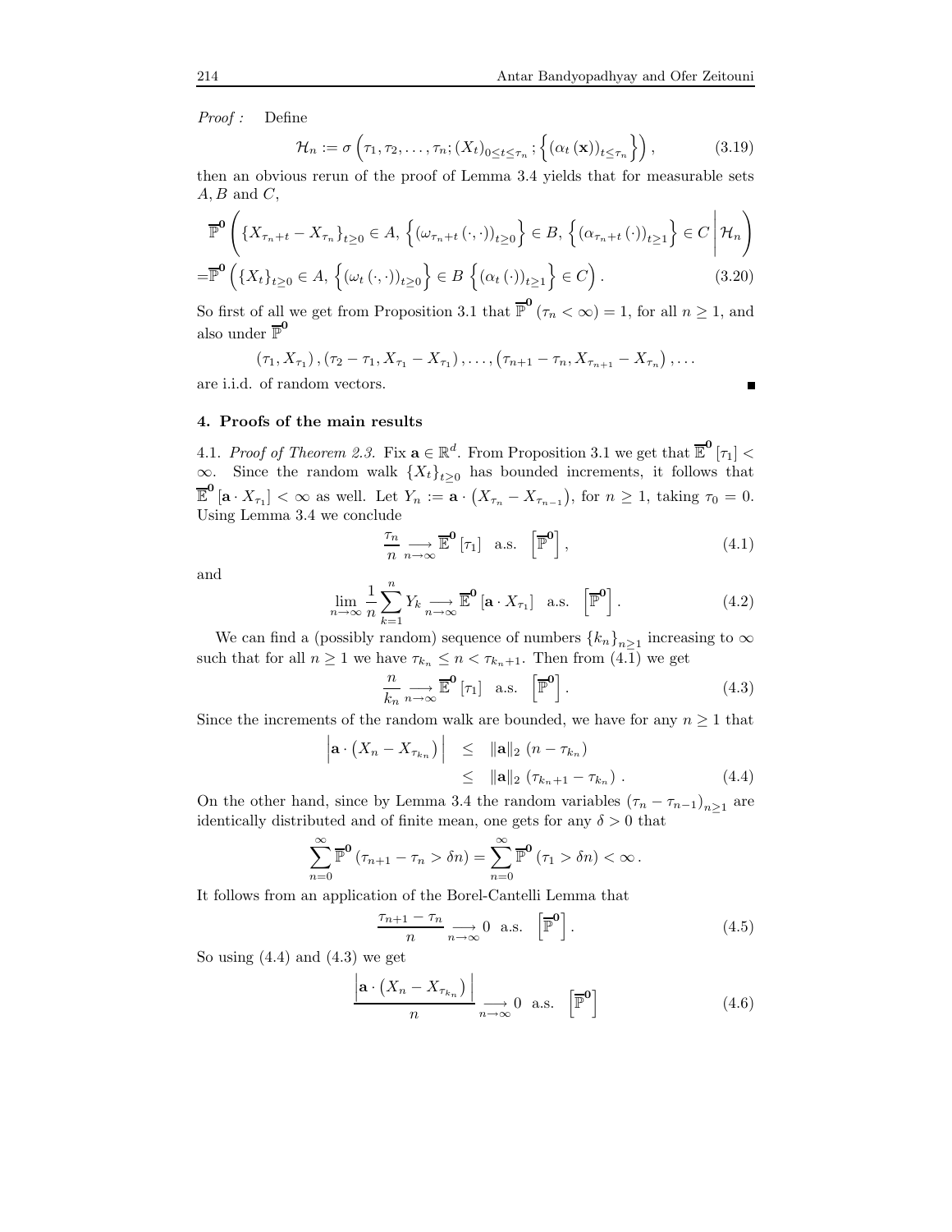*Proof :* Define

$$\mathcal{H}_n := \sigma\left(\tau_1, \tau_2, \ldots, \tau_n; (X_t)_{0 \le t \le \tau_n}; \left\{(\alpha_t(\mathbf{x}))_{t \le \tau_n}\right\}\right), \tag{3.19}$$

then an obvious rerun of the proof of Lemma 3.4 yields that for measurable sets $A, B$ and $C$,

$$\begin{aligned}
&\overline{\mathbb{P}}^{\mathbf{0}}\left(\{X_{\tau_n+t} - X_{\tau_n}\}_{t \ge 0} \in A,\, \left\{(\omega_{\tau_n+t}(\cdot,\cdot))_{t \ge 0}\right\} \in B,\, \left\{(\alpha_{\tau_n+t}(\cdot))_{t \ge 1}\right\} \in C \,\middle|\, \mathcal{H}_n\right) \\
=&\overline{\mathbb{P}}^{\mathbf{0}}\left(\{X_t\}_{t \ge 0} \in A,\, \left\{(\omega_t(\cdot,\cdot))_{t \ge 0}\right\} \in B\, \left\{(\alpha_t(\cdot))_{t \ge 1}\right\} \in C\right).
\end{aligned} \tag{3.20}$$

So first of all we get from Proposition 3.1 that $\overline{\mathbb{P}}^{\mathbf{0}}(\tau_n < \infty) = 1$, for all $n \ge 1$, and also under $\overline{\mathbb{P}}^{\mathbf{0}}$

$$(\tau_1, X_{\tau_1}), (\tau_2 - \tau_1, X_{\tau_1} - X_{\tau_1}), \ldots, (\tau_{n+1} - \tau_n, X_{\tau_{n+1}} - X_{\tau_n}), \ldots$$

are i.i.d. of random vectors. ∎

## 4. Proofs of the main results

4.1. *Proof of Theorem 2.3.* Fix $\mathbf{a} \in \mathbb{R}^d$. From Proposition 3.1 we get that $\overline{\mathbb{E}}^{\mathbf{0}}[\tau_1] < \infty$. Since the random walk $\{X_t\}_{t \ge 0}$ has bounded increments, it follows that $\overline{\mathbb{E}}^{\mathbf{0}}[\mathbf{a} \cdot X_{\tau_1}] < \infty$ as well. Let $Y_n := \mathbf{a} \cdot (X_{\tau_n} - X_{\tau_{n-1}})$, for $n \ge 1$, taking $\tau_0 = 0$. Using Lemma 3.4 we conclude

$$\frac{\tau_n}{n} \underset{n \to \infty}{\longrightarrow} \overline{\mathbb{E}}^{\mathbf{0}}[\tau_1] \quad \text{a.s.} \quad \left[\overline{\mathbb{P}}^{\mathbf{0}}\right], \tag{4.1}$$

and

$$\lim_{n \to \infty} \frac{1}{n} \sum_{k=1}^{n} Y_k \underset{n \to \infty}{\longrightarrow} \overline{\mathbb{E}}^{\mathbf{0}}[\mathbf{a} \cdot X_{\tau_1}] \quad \text{a.s.} \quad \left[\overline{\mathbb{P}}^{\mathbf{0}}\right]. \tag{4.2}$$

We can find a (possibly random) sequence of numbers $\{k_n\}_{n \ge 1}$ increasing to $\infty$ such that for all $n \ge 1$ we have $\tau_{k_n} \le n < \tau_{k_n+1}$. Then from (4.1) we get

$$\frac{n}{k_n} \underset{n \to \infty}{\longrightarrow} \overline{\mathbb{E}}^{\mathbf{0}}[\tau_1] \quad \text{a.s.} \quad \left[\overline{\mathbb{P}}^{\mathbf{0}}\right]. \tag{4.3}$$

Since the increments of the random walk are bounded, we have for any $n \ge 1$ that

$$\begin{aligned}
\left|\mathbf{a} \cdot \left(X_n - X_{\tau_{k_n}}\right)\right| &\le \|\mathbf{a}\|_2 \,(n - \tau_{k_n}) \\
&\le \|\mathbf{a}\|_2 \,(\tau_{k_n+1} - \tau_{k_n}).
\end{aligned} \tag{4.4}$$

On the other hand, since by Lemma 3.4 the random variables $(\tau_n - \tau_{n-1})_{n \ge 1}$ are identically distributed and of finite mean, one gets for any $\delta > 0$ that

$$\sum_{n=0}^{\infty} \overline{\mathbb{P}}^{\mathbf{0}}(\tau_{n+1} - \tau_n > \delta n) = \sum_{n=0}^{\infty} \overline{\mathbb{P}}^{\mathbf{0}}(\tau_1 > \delta n) < \infty.$$

It follows from an application of the Borel-Cantelli Lemma that

$$\frac{\tau_{n+1} - \tau_n}{n} \underset{n \to \infty}{\longrightarrow} 0 \quad \text{a.s.} \quad \left[\overline{\mathbb{P}}^{\mathbf{0}}\right]. \tag{4.5}$$

So using (4.4) and (4.3) we get

$$\frac{\left|\mathbf{a} \cdot \left(X_n - X_{\tau_{k_n}}\right)\right|}{n} \underset{n \to \infty}{\longrightarrow} 0 \quad \text{a.s.} \quad \left[\overline{\mathbb{P}}^{\mathbf{0}}\right] \tag{4.6}$$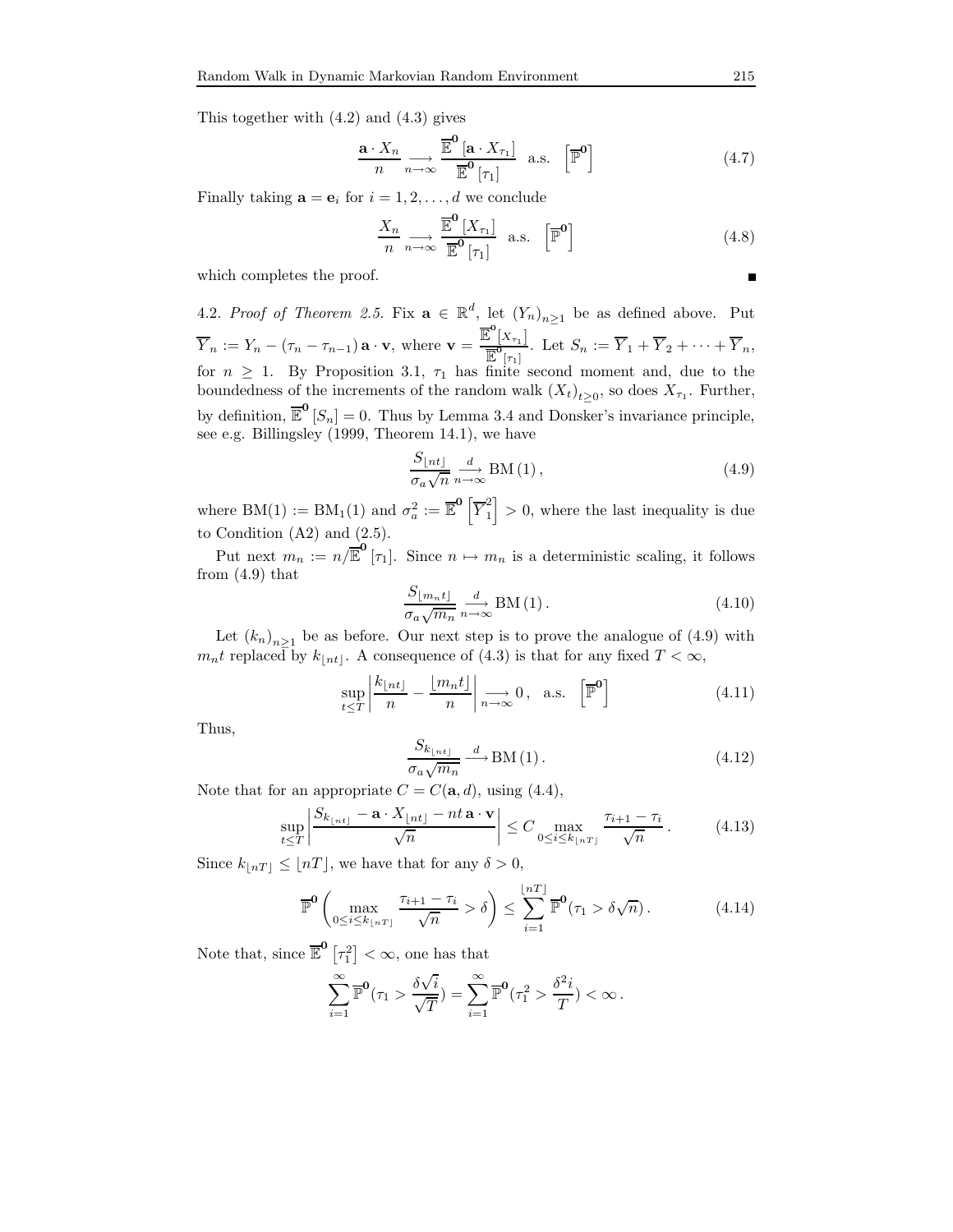This together with (4.2) and (4.3) gives

$$\frac{\mathbf{a}\cdot X_n}{n} \underset{n\to\infty}{\longrightarrow} \frac{\overline{\mathbb{E}}^{\mathbf{0}}\left[\mathbf{a}\cdot X_{\tau_1}\right]}{\overline{\mathbb{E}}^{\mathbf{0}}\left[\tau_1\right]} \quad \text{a.s.} \quad \left[\overline{\mathbb{P}}^{\mathbf{0}}\right] \tag{4.7}$$

Finally taking $\mathbf{a} = \mathbf{e}_i$ for $i = 1, 2, \ldots, d$ we conclude

$$\frac{X_n}{n} \underset{n\to\infty}{\longrightarrow} \frac{\overline{\mathbb{E}}^{\mathbf{0}}\left[X_{\tau_1}\right]}{\overline{\mathbb{E}}^{\mathbf{0}}\left[\tau_1\right]} \quad \text{a.s.} \quad \left[\overline{\mathbb{P}}^{\mathbf{0}}\right] \tag{4.8}$$

which completes the proof. ∎

4.2. *Proof of Theorem 2.5.* Fix $\mathbf{a} \in \mathbb{R}^d$, let $(Y_n)_{n\geq 1}$ be as defined above. Put $\overline{Y}_n := Y_n - (\tau_n - \tau_{n-1})\,\mathbf{a}\cdot\mathbf{v}$, where $\mathbf{v} = \frac{\overline{\mathbb{E}}^{\mathbf{0}}\left[X_{\tau_1}\right]}{\overline{\mathbb{E}}^{\mathbf{0}}\left[\tau_1\right]}$. Let $S_n := \overline{Y}_1 + \overline{Y}_2 + \cdots + \overline{Y}_n$, for $n \geq 1$. By Proposition 3.1, $\tau_1$ has finite second moment and, due to the boundedness of the increments of the random walk $(X_t)_{t\geq 0}$, so does $X_{\tau_1}$. Further, by definition, $\overline{\mathbb{E}}^{\mathbf{0}}\left[S_n\right] = 0$. Thus by Lemma 3.4 and Donsker's invariance principle, see e.g. Billingsley (1999, Theorem 14.1), we have

$$\frac{S_{\lfloor nt\rfloor}}{\sigma_a\sqrt{n}} \underset{n\to\infty}{\overset{d}{\longrightarrow}} \mathrm{BM}\left(1\right), \tag{4.9}$$

where $\mathrm{BM}(1) := \mathrm{BM}_1(1)$ and $\sigma_a^2 := \overline{\mathbb{E}}^{\mathbf{0}}\left[\overline{Y}_1^2\right] > 0$, where the last inequality is due to Condition (A2) and (2.5).

Put next $m_n := n/\overline{\mathbb{E}}^{\mathbf{0}}\left[\tau_1\right]$. Since $n \mapsto m_n$ is a deterministic scaling, it follows from (4.9) that

$$\frac{S_{\lfloor m_n t\rfloor}}{\sigma_a\sqrt{m_n}} \underset{n\to\infty}{\overset{d}{\longrightarrow}} \mathrm{BM}\left(1\right). \tag{4.10}$$

Let $(k_n)_{n\geq 1}$ be as before. Our next step is to prove the analogue of (4.9) with $m_n t$ replaced by $k_{\lfloor nt\rfloor}$. A consequence of (4.3) is that for any fixed $T < \infty$,

$$\sup_{t\leq T}\left|\frac{k_{\lfloor nt\rfloor}}{n} - \frac{\lfloor m_n t\rfloor}{n}\right| \underset{n\to\infty}{\longrightarrow} 0\,, \quad \text{a.s.} \quad \left[\overline{\mathbb{P}}^{\mathbf{0}}\right] \tag{4.11}$$

Thus,

$$\frac{S_{k_{\lfloor nt\rfloor}}}{\sigma_a\sqrt{m_n}} \overset{d}{\longrightarrow} \mathrm{BM}\left(1\right). \tag{4.12}$$

Note that for an appropriate $C = C(\mathbf{a}, d)$, using (4.4),

$$\sup_{t\leq T}\left|\frac{S_{k_{\lfloor nt\rfloor}} - \mathbf{a}\cdot X_{\lfloor nt\rfloor} - nt\,\mathbf{a}\cdot\mathbf{v}}{\sqrt{n}}\right| \leq C \max_{0\leq i\leq k_{\lfloor nT\rfloor}} \frac{\tau_{i+1} - \tau_i}{\sqrt{n}}\,. \tag{4.13}$$

Since $k_{\lfloor nT\rfloor} \leq \lfloor nT\rfloor$, we have that for any $\delta > 0$,

$$\overline{\mathbb{P}}^{\mathbf{0}}\left(\max_{0\leq i\leq k_{\lfloor nT\rfloor}} \frac{\tau_{i+1} - \tau_i}{\sqrt{n}} > \delta\right) \leq \sum_{i=1}^{\lfloor nT\rfloor} \overline{\mathbb{P}}^{\mathbf{0}}(\tau_1 > \delta\sqrt{n})\,. \tag{4.14}$$

Note that, since $\overline{\mathbb{E}}^{\mathbf{0}}\left[\tau_1^2\right] < \infty$, one has that

$$\sum_{i=1}^{\infty} \overline{\mathbb{P}}^{\mathbf{0}}(\tau_1 > \frac{\delta\sqrt{i}}{\sqrt{T}}) = \sum_{i=1}^{\infty} \overline{\mathbb{P}}^{\mathbf{0}}(\tau_1^2 > \frac{\delta^2 i}{T}) < \infty\,.$$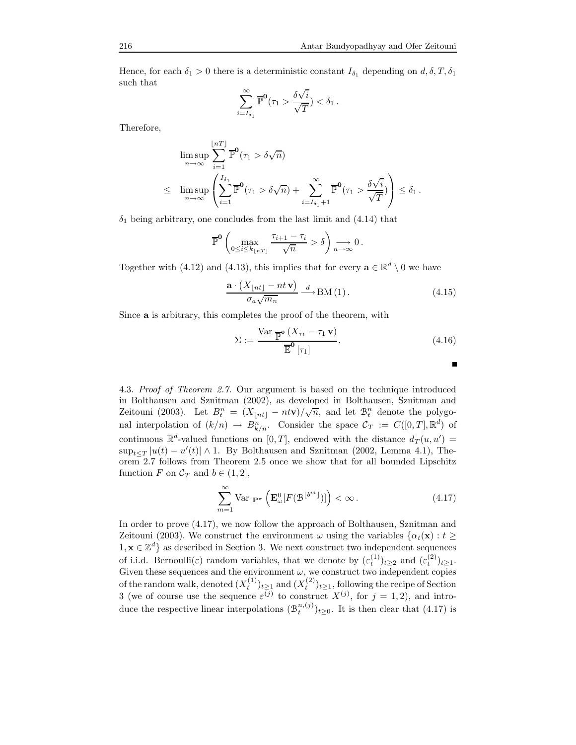Hence, for each $\delta_1 > 0$ there is a deterministic constant $I_{\delta_1}$ depending on $d, \delta, T, \delta_1$ such that

$$\sum_{i=I_{\delta_1}}^{\infty} \overline{\mathbb{P}}^{\mathbf{0}}(\tau_1 > \frac{\delta\sqrt{i}}{\sqrt{T}}) < \delta_1 \,.$$

Therefore,

$$\begin{aligned} & \limsup_{n\to\infty} \sum_{i=1}^{\lfloor nT \rfloor} \overline{\mathbb{P}}^{\mathbf{0}}(\tau_1 > \delta\sqrt{n}) \\ \leq \;\; & \limsup_{n\to\infty} \left( \sum_{i=1}^{I_{\delta_1}} \overline{\mathbb{P}}^{\mathbf{0}}(\tau_1 > \delta\sqrt{n}) + \sum_{i=I_{\delta_1}+1}^{\infty} \overline{\mathbb{P}}^{\mathbf{0}}(\tau_1 > \frac{\delta\sqrt{i}}{\sqrt{T}}) \right) \leq \delta_1 \,. \end{aligned}$$

$\delta_1$ being arbitrary, one concludes from the last limit and (4.14) that

$$\overline{\mathbb{P}}^{\mathbf{0}} \left( \max_{0 \leq i \leq k_{\lfloor nT \rfloor}} \frac{\tau_{i+1} - \tau_i}{\sqrt{n}} > \delta \right) \underset{n\to\infty}{\longrightarrow} 0 \,.$$

Together with (4.12) and (4.13), this implies that for every $\mathbf{a} \in \mathbb{R}^d \setminus 0$ we have

$$\frac{\mathbf{a} \cdot \left( X_{\lfloor nt \rfloor} - nt\,\mathbf{v} \right)}{\sigma_a \sqrt{m_n}} \xrightarrow{\;d\;} \mathrm{BM}\,(1) \,. \tag{4.15}$$

Since $\mathbf{a}$ is arbitrary, this completes the proof of the theorem, with

$$\Sigma := \frac{\mathrm{Var}_{\;\overline{\mathbb{P}}^{\mathbf{o}}} \left( X_{\tau_1} - \tau_1\,\mathbf{v} \right)}{\overline{\mathbb{E}}^{\mathbf{0}} \left[ \tau_1 \right]} . \tag{4.16}$$

■

4.3. *Proof of Theorem 2.7.* Our argument is based on the technique introduced in Bolthausen and Sznitman (2002), as developed in Bolthausen, Sznitman and Zeitouni (2003). Let $B_t^n = (X_{\lfloor nt \rfloor} - nt\mathbf{v})/\sqrt{n}$, and let $\mathcal{B}_t^n$ denote the polygonal interpolation of $(k/n) \to B_{k/n}^n$. Consider the space $\mathcal{C}_T := C([0,T], \mathbb{R}^d)$ of continuous $\mathbb{R}^d$-valued functions on $[0,T]$, endowed with the distance $d_T(u,u') = \sup_{t \leq T} |u(t) - u'(t)| \wedge 1$. By Bolthausen and Sznitman (2002, Lemma 4.1), Theorem 2.7 follows from Theorem 2.5 once we show that for all bounded Lipschitz function $F$ on $\mathcal{C}_T$ and $b \in (1,2]$,

$$\sum_{m=1}^{\infty} \mathrm{Var}_{\;\mathbf{P}^{\pi}} \left( \mathbf{E}_{\omega}^{0} [F(\mathcal{B}^{\lfloor b^m \rfloor})] \right) < \infty \,. \tag{4.17}$$

In order to prove (4.17), we now follow the approach of Bolthausen, Sznitman and Zeitouni (2003). We construct the environment $\omega$ using the variables $\{\alpha_t(\mathbf{x}) : t \geq 1, \mathbf{x} \in \mathbb{Z}^d\}$ as described in Section 3. We next construct two independent sequences of i.i.d. Bernoulli($\varepsilon$) random variables, that we denote by $(\varepsilon_t^{(1)})_{t \geq 2}$ and $(\varepsilon_t^{(2)})_{t \geq 1}$. Given these sequences and the environment $\omega$, we construct two independent copies of the random walk, denoted $(X_t^{(1)})_{t \geq 1}$ and $(X_t^{(2)})_{t \geq 1}$, following the recipe of Section 3 (we of course use the sequence $\varepsilon^{(j)}$ to construct $X^{(j)}$, for $j = 1, 2$), and introduce the respective linear interpolations $(\mathcal{B}_t^{n,(j)})_{t \geq 0}$. It is then clear that (4.17) is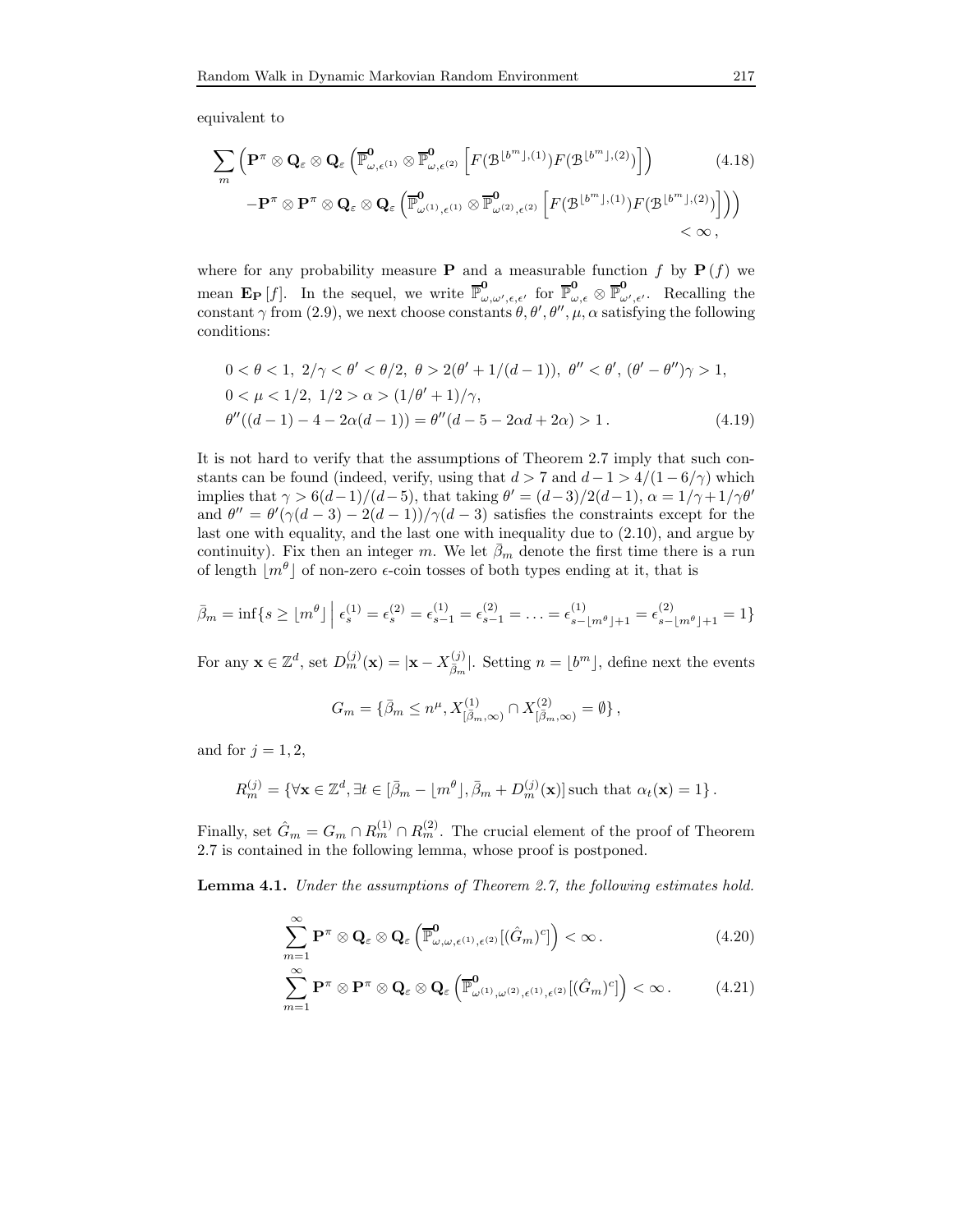equivalent to

$$\sum_m \Big( \mathbf{P}^\pi \otimes \mathbf{Q}_\varepsilon \otimes \mathbf{Q}_\varepsilon \left( \overline{\mathbb{P}}^{\mathbf{0}}_{\omega,\epsilon^{(1)}} \otimes \overline{\mathbb{P}}^{\mathbf{0}}_{\omega,\epsilon^{(2)}} \left[ F(\mathcal{B}^{\lfloor b^m \rfloor,(1)}) F(\mathcal{B}^{\lfloor b^m \rfloor,(2)}) \right] \right) \tag{4.18}$$

$$- \mathbf{P}^\pi \otimes \mathbf{P}^\pi \otimes \mathbf{Q}_\varepsilon \otimes \mathbf{Q}_\varepsilon \left( \overline{\mathbb{P}}^{\mathbf{0}}_{\omega^{(1)},\epsilon^{(1)}} \otimes \overline{\mathbb{P}}^{\mathbf{0}}_{\omega^{(2)},\epsilon^{(2)}} \left[ F(\mathcal{B}^{\lfloor b^m \rfloor,(1)}) F(\mathcal{B}^{\lfloor b^m \rfloor,(2)}) \right] \right) \Big) < \infty ,$$

where for any probability measure $\mathbf{P}$ and a measurable function $f$ by $\mathbf{P}(f)$ we mean $\mathbf{E}_{\mathbf{P}}[f]$. In the sequel, we write $\overline{\mathbb{P}}^{\mathbf{0}}_{\omega,\omega',\epsilon,\epsilon'}$ for $\overline{\mathbb{P}}^{\mathbf{0}}_{\omega,\epsilon} \otimes \overline{\mathbb{P}}^{\mathbf{0}}_{\omega',\epsilon'}$. Recalling the constant $\gamma$ from (2.9), we next choose constants $\theta, \theta', \theta'', \mu, \alpha$ satisfying the following conditions:

$$\begin{aligned} &0 < \theta < 1,\ 2/\gamma < \theta' < \theta/2,\ \theta > 2(\theta' + 1/(d-1)),\ \theta'' < \theta',\ (\theta' - \theta'')\gamma > 1, \\ &0 < \mu < 1/2,\ 1/2 > \alpha > (1/\theta' + 1)/\gamma, \\ &\theta''((d-1) - 4 - 2\alpha(d-1)) = \theta''(d - 5 - 2\alpha d + 2\alpha) > 1 . \end{aligned} \tag{4.19}$$

It is not hard to verify that the assumptions of Theorem 2.7 imply that such constants can be found (indeed, verify, using that $d > 7$ and $d-1 > 4/(1-6/\gamma)$ which implies that $\gamma > 6(d-1)/(d-5)$, that taking $\theta' = (d-3)/2(d-1)$, $\alpha = 1/\gamma + 1/\gamma\theta'$ and $\theta'' = \theta'(\gamma(d-3) - 2(d-1))/\gamma(d-3)$ satisfies the constraints except for the last one with equality, and the last one with inequality due to (2.10), and argue by continuity). Fix then an integer $m$. We let $\bar\beta_m$ denote the first time there is a run of length $\lfloor m^\theta \rfloor$ of non-zero $\epsilon$-coin tosses of both types ending at it, that is

$$\bar\beta_m = \inf\{ s \geq \lfloor m^\theta \rfloor \,\Big|\, \epsilon_s^{(1)} = \epsilon_s^{(2)} = \epsilon_{s-1}^{(1)} = \epsilon_{s-1}^{(2)} = \ldots = \epsilon^{(1)}_{s-\lfloor m^\theta \rfloor+1} = \epsilon^{(2)}_{s-\lfloor m^\theta \rfloor+1} = 1 \}$$

For any $\mathbf{x} \in \mathbb{Z}^d$, set $D_m^{(j)}(\mathbf{x}) = |\mathbf{x} - X^{(j)}_{\bar\beta_m}|$. Setting $n = \lfloor b^m \rfloor$, define next the events

$$G_m = \{ \bar\beta_m \leq n^\mu,\ X^{(1)}_{[\bar\beta_m,\infty)} \cap X^{(2)}_{[\bar\beta_m,\infty)} = \emptyset \} ,$$

and for $j = 1, 2$,

$$R_m^{(j)} = \{ \forall \mathbf{x} \in \mathbb{Z}^d, \exists t \in [\bar\beta_m - \lfloor m^\theta \rfloor, \bar\beta_m + D_m^{(j)}(\mathbf{x})] \text{ such that } \alpha_t(\mathbf{x}) = 1 \} .$$

Finally, set $\hat G_m = G_m \cap R_m^{(1)} \cap R_m^{(2)}$. The crucial element of the proof of Theorem 2.7 is contained in the following lemma, whose proof is postponed.

**Lemma 4.1.** *Under the assumptions of Theorem 2.7, the following estimates hold.*

$$\sum_{m=1}^\infty \mathbf{P}^\pi \otimes \mathbf{Q}_\varepsilon \otimes \mathbf{Q}_\varepsilon \left( \overline{\mathbb{P}}^{\mathbf{0}}_{\omega,\omega,\epsilon^{(1)},\epsilon^{(2)}} [(\hat G_m)^c] \right) < \infty . \tag{4.20}$$

$$\sum_{m=1}^\infty \mathbf{P}^\pi \otimes \mathbf{P}^\pi \otimes \mathbf{Q}_\varepsilon \otimes \mathbf{Q}_\varepsilon \left( \overline{\mathbb{P}}^{\mathbf{0}}_{\omega^{(1)},\omega^{(2)},\epsilon^{(1)},\epsilon^{(2)}} [(\hat G_m)^c] \right) < \infty . \tag{4.21}$$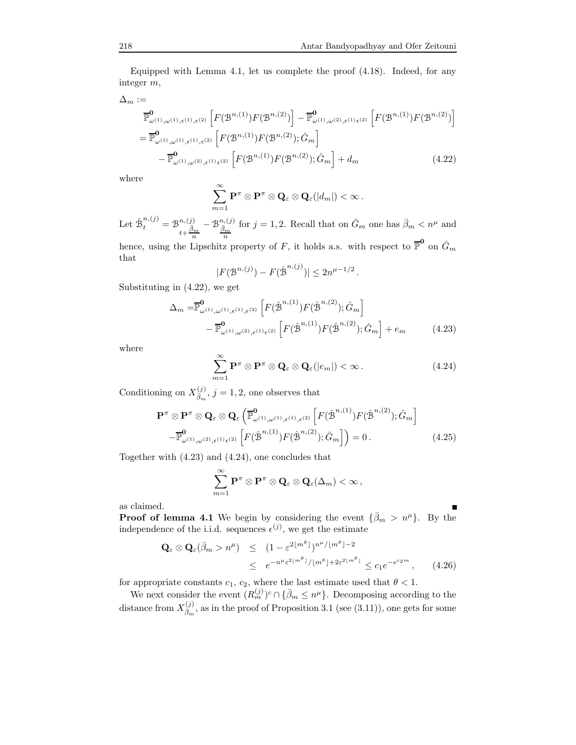Equipped with Lemma 4.1, let us complete the proof (4.18). Indeed, for any integer $m$,

$$
\begin{aligned}
\Delta_m :=& \\
&\overline{\mathbb{P}}^{\mathbf{0}}_{\omega^{(1)},\omega^{(1)},\epsilon^{(1)},\epsilon^{(2)}} \left[ F(\mathcal{B}^{n,(1)}) F(\mathcal{B}^{n,(2)}) \right] - \overline{\mathbb{P}}^{\mathbf{0}}_{\omega^{(1)},\omega^{(2)},\epsilon^{(1)}\epsilon^{(2)}} \left[ F(\mathcal{B}^{n,(1)}) F(\mathcal{B}^{n,(2)}) \right] \\
&= \overline{\mathbb{P}}^{\mathbf{0}}_{\omega^{(1)},\omega^{(1)},\epsilon^{(1)},\epsilon^{(2)}} \left[ F(\mathcal{B}^{n,(1)}) F(\mathcal{B}^{n,(2)}); \hat{G}_m \right] \\
&\quad - \overline{\mathbb{P}}^{\mathbf{0}}_{\omega^{(1)},\omega^{(2)},\epsilon^{(1)}\epsilon^{(2)}} \left[ F(\mathcal{B}^{n,(1)}) F(\mathcal{B}^{n,(2)}); \hat{G}_m \right] + d_m
\end{aligned} \tag{4.22}
$$

where

$$
\sum_{m=1}^{\infty} \mathbf{P}^{\pi} \otimes \mathbf{P}^{\pi} \otimes \mathbf{Q}_{\varepsilon} \otimes \mathbf{Q}_{\varepsilon}(|d_m|) < \infty \,.
$$

Let $\hat{\mathcal{B}}^{n,(j)}_t = \mathcal{B}^{n,(j)}_{t+\frac{\bar{\beta}_m}{n}} - \mathcal{B}^{n,(j)}_{\frac{\bar{\beta}_m}{n}}$ for $j = 1, 2$. Recall that on $\hat{G}_m$ one has $\bar{\beta}_m < n^{\mu}$ and hence, using the Lipschitz property of $F$, it holds a.s. with respect to $\overline{\mathbb{P}}^{\mathbf{0}}$ on $\hat{G}_m$ that

$$
|F(\mathcal{B}^{n,(j)}) - F(\hat{\mathcal{B}}^{n,(j)})| \leq 2n^{\mu - 1/2} \,.
$$

Substituting in (4.22), we get

$$
\begin{aligned}
\Delta_m =& \overline{\mathbb{P}}^{\mathbf{0}}_{\omega^{(1)},\omega^{(1)},\epsilon^{(1)},\epsilon^{(2)}} \left[ F(\hat{\mathcal{B}}^{n,(1)}) F(\hat{\mathcal{B}}^{n,(2)}); \hat{G}_m \right] \\
&- \overline{\mathbb{P}}^{\mathbf{0}}_{\omega^{(1)},\omega^{(2)},\epsilon^{(1)}\epsilon^{(2)}} \left[ F(\hat{\mathcal{B}}^{n,(1)}) F(\hat{\mathcal{B}}^{n,(2)}); \hat{G}_m \right] + e_m
\end{aligned} \tag{4.23}
$$

where

$$
\sum_{m=1}^{\infty} \mathbf{P}^{\pi} \otimes \mathbf{P}^{\pi} \otimes \mathbf{Q}_{\varepsilon} \otimes \mathbf{Q}_{\varepsilon}(|e_m|) < \infty \,. \tag{4.24}
$$

Conditioning on $X^{(j)}_{\bar{\beta}_m}$, $j = 1, 2$, one observes that

$$
\begin{aligned}
\mathbf{P}^{\pi} \otimes \mathbf{P}^{\pi} \otimes \mathbf{Q}_{\varepsilon} \otimes \mathbf{Q}_{\varepsilon} \Big( & \overline{\mathbb{P}}^{\mathbf{0}}_{\omega^{(1)},\omega^{(1)},\epsilon^{(1)},\epsilon^{(2)}} \left[ F(\hat{\mathcal{B}}^{n,(1)}) F(\hat{\mathcal{B}}^{n,(2)}); \hat{G}_m \right] \\
& - \overline{\mathbb{P}}^{\mathbf{0}}_{\omega^{(1)},\omega^{(2)},\epsilon^{(1)}\epsilon^{(2)}} \left[ F(\hat{\mathcal{B}}^{n,(1)}) F(\hat{\mathcal{B}}^{n,(2)}); \hat{G}_m \right] \Big) = 0 \,.
\end{aligned} \tag{4.25}
$$

Together with (4.23) and (4.24), one concludes that

$$
\sum_{m=1}^{\infty} \mathbf{P}^{\pi} \otimes \mathbf{P}^{\pi} \otimes \mathbf{Q}_{\varepsilon} \otimes \mathbf{Q}_{\varepsilon}(\Delta_m) < \infty \,,
$$

as claimed. ∎

**Proof of lemma 4.1** We begin by considering the event $\{\bar{\beta}_m > n^{\mu}\}$. By the independence of the i.i.d. sequences $\epsilon^{(j)}$, we get the estimate

$$
\begin{aligned}
\mathbf{Q}_{\varepsilon} \otimes \mathbf{Q}_{\varepsilon}(\bar{\beta}_m > n^{\mu}) &\leq \left(1 - \varepsilon^{2\lfloor m^{\theta} \rfloor}\right)^{n^{\mu}/\lfloor m^{\theta} \rfloor - 2} \\
&\leq e^{-n^{\mu} \varepsilon^{2\lfloor m^{\theta} \rfloor}/\lfloor m^{\theta} \rfloor + 2\varepsilon^{2\lfloor m^{\theta} \rfloor}} \leq c_1 e^{-e^{c_2 m}} \,,
\end{aligned} \tag{4.26}
$$

for appropriate constants $c_1$, $c_2$, where the last estimate used that $\theta < 1$.

We next consider the event $(R^{(j)}_m)^c \cap \{\bar{\beta}_m \leq n^{\mu}\}$. Decomposing according to the distance from $X^{(j)}_{\bar{\beta}_m}$, as in the proof of Proposition 3.1 (see (3.11)), one gets for some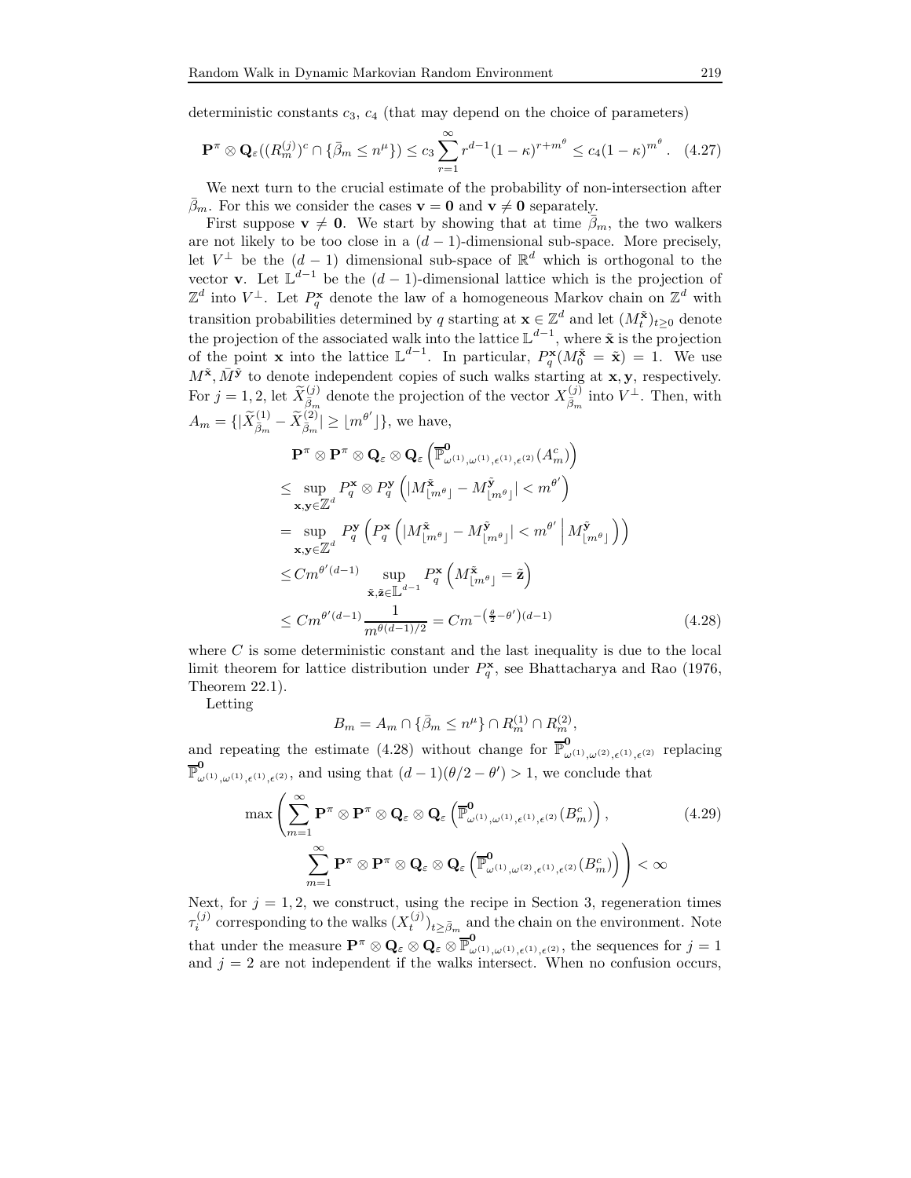deterministic constants $c_3$, $c_4$ (that may depend on the choice of parameters)

$$\mathbf{P}^\pi \otimes \mathbf{Q}_\varepsilon((R_m^{(j)})^c \cap \{\bar{\beta}_m \le n^\mu\}) \le c_3 \sum_{r=1}^{\infty} r^{d-1}(1-\kappa)^{r+m^\theta} \le c_4(1-\kappa)^{m^\theta} . \quad (4.27)$$

We next turn to the crucial estimate of the probability of non-intersection after $\bar{\beta}_m$. For this we consider the cases $\mathbf{v} = \mathbf{0}$ and $\mathbf{v} \neq \mathbf{0}$ separately.

First suppose $\mathbf{v} \neq \mathbf{0}$. We start by showing that at time $\bar{\beta}_m$, the two walkers are not likely to be too close in a $(d-1)$-dimensional sub-space. More precisely, let $V^\perp$ be the $(d-1)$ dimensional sub-space of $\mathbb{R}^d$ which is orthogonal to the vector $\mathbf{v}$. Let $\mathbb{L}^{d-1}$ be the $(d-1)$-dimensional lattice which is the projection of $\mathbb{Z}^d$ into $V^\perp$. Let $P_q^{\mathbf{x}}$ denote the law of a homogeneous Markov chain on $\mathbb{Z}^d$ with transition probabilities determined by $q$ starting at $\mathbf{x} \in \mathbb{Z}^d$ and let $(M_t^{\tilde{\mathbf{x}}})_{t\ge 0}$ denote the projection of the associated walk into the lattice $\mathbb{L}^{d-1}$, where $\tilde{\mathbf{x}}$ is the projection of the point $\mathbf{x}$ into the lattice $\mathbb{L}^{d-1}$. In particular, $P_q^{\mathbf{x}}(M_0^{\tilde{\mathbf{x}}} = \tilde{\mathbf{x}}) = 1$. We use $M^{\tilde{\mathbf{x}}}, \bar{M}^{\tilde{\mathbf{y}}}$ to denote independent copies of such walks starting at $\mathbf{x}, \mathbf{y}$, respectively. For $j = 1, 2$, let $\widetilde{X}_{\bar{\beta}_m}^{(j)}$ denote the projection of the vector $X_{\bar{\beta}_m}^{(j)}$ into $V^\perp$. Then, with $A_m = \{|\widetilde{X}_{\bar{\beta}_m}^{(1)} - \widetilde{X}_{\bar{\beta}_m}^{(2)}| \ge \lfloor m^{\theta'} \rfloor\}$, we have,

$$\begin{aligned}
&\mathbf{P}^\pi \otimes \mathbf{P}^\pi \otimes \mathbf{Q}_\varepsilon \otimes \mathbf{Q}_\varepsilon \left( \overline{\mathbb{P}}^{\mathbf{0}}_{\omega^{(1)},\omega^{(1)},\epsilon^{(1)},\epsilon^{(2)}}(A_m^c) \right) \\
&\le \sup_{\mathbf{x},\mathbf{y}\in\mathbb{Z}^d} P_q^{\mathbf{x}} \otimes P_q^{\mathbf{y}} \left( |M^{\tilde{\mathbf{x}}}_{\lfloor m^\theta \rfloor} - M^{\tilde{\mathbf{y}}}_{\lfloor m^\theta \rfloor}| < m^{\theta'} \right) \\
&= \sup_{\mathbf{x},\mathbf{y}\in\mathbb{Z}^d} P_q^{\mathbf{y}} \left( P_q^{\mathbf{x}} \left( |M^{\tilde{\mathbf{x}}}_{\lfloor m^\theta \rfloor} - M^{\tilde{\mathbf{y}}}_{\lfloor m^\theta \rfloor}| < m^{\theta'} \,\middle|\, M^{\tilde{\mathbf{y}}}_{\lfloor m^\theta \rfloor} \right) \right) \\
&\le C m^{\theta'(d-1)} \sup_{\tilde{\mathbf{x}},\tilde{\mathbf{z}}\in\mathbb{L}^{d-1}} P_q^{\mathbf{x}} \left( M^{\tilde{\mathbf{x}}}_{\lfloor m^\theta \rfloor} = \tilde{\mathbf{z}} \right) \\
&\le C m^{\theta'(d-1)} \frac{1}{m^{\theta(d-1)/2}} = C m^{-\left(\frac{\theta}{2} - \theta'\right)(d-1)} \qquad (4.28)
\end{aligned}$$

where $C$ is some deterministic constant and the last inequality is due to the local limit theorem for lattice distribution under $P_q^{\mathbf{x}}$, see Bhattacharya and Rao (1976, Theorem 22.1).

Letting

$$B_m = A_m \cap \{\bar{\beta}_m \le n^\mu\} \cap R_m^{(1)} \cap R_m^{(2)},$$

and repeating the estimate (4.28) without change for $\overline{\mathbb{P}}^{\mathbf{0}}_{\omega^{(1)},\omega^{(2)},\epsilon^{(1)},\epsilon^{(2)}}$ replacing $\overline{\mathbb{P}}^{\mathbf{0}}_{\omega^{(1)},\omega^{(1)},\epsilon^{(1)},\epsilon^{(2)}}$, and using that $(d-1)(\theta/2 - \theta') > 1$, we conclude that

$$\begin{aligned}
\max\Bigg( &\sum_{m=1}^{\infty} \mathbf{P}^\pi \otimes \mathbf{P}^\pi \otimes \mathbf{Q}_\varepsilon \otimes \mathbf{Q}_\varepsilon \left( \overline{\mathbb{P}}^{\mathbf{0}}_{\omega^{(1)},\omega^{(1)},\epsilon^{(1)},\epsilon^{(2)}}(B_m^c) \right), \qquad (4.29) \\
&\sum_{m=1}^{\infty} \mathbf{P}^\pi \otimes \mathbf{P}^\pi \otimes \mathbf{Q}_\varepsilon \otimes \mathbf{Q}_\varepsilon \left( \overline{\mathbb{P}}^{\mathbf{0}}_{\omega^{(1)},\omega^{(2)},\epsilon^{(1)},\epsilon^{(2)}}(B_m^c) \right) \Bigg) < \infty
\end{aligned}$$

Next, for $j = 1, 2$, we construct, using the recipe in Section 3, regeneration times $\tau_i^{(j)}$ corresponding to the walks $(X_t^{(j)})_{t \ge \bar{\beta}_m}$ and the chain on the environment. Note that under the measure $\mathbf{P}^\pi \otimes \mathbf{Q}_\varepsilon \otimes \mathbf{Q}_\varepsilon \otimes \overline{\mathbb{P}}^{\mathbf{0}}_{\omega^{(1)},\omega^{(1)},\epsilon^{(1)},\epsilon^{(2)}}$, the sequences for $j = 1$ and $j = 2$ are not independent if the walks intersect. When no confusion occurs,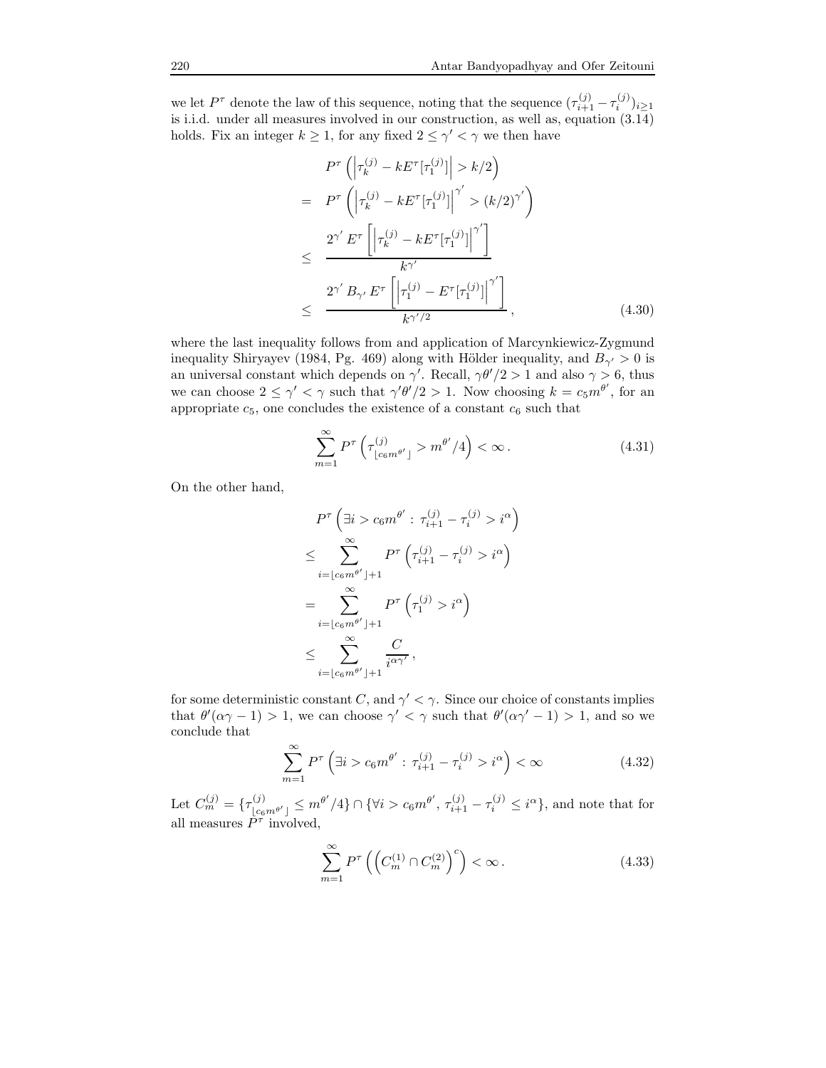we let $P^\tau$ denote the law of this sequence, noting that the sequence $(\tau_{i+1}^{(j)} - \tau_i^{(j)})_{i\geq 1}$ is i.i.d. under all measures involved in our construction, as well as, equation (3.14) holds. Fix an integer $k \geq 1$, for any fixed $2 \leq \gamma' < \gamma$ we then have

$$
\begin{aligned}
& P^\tau\left(\left|\tau_k^{(j)} - kE^\tau[\tau_1^{(j)}]\right| > k/2\right) \\
= \; & P^\tau\left(\left|\tau_k^{(j)} - kE^\tau[\tau_1^{(j)}]\right|^{\gamma'} > (k/2)^{\gamma'}\right) \\
\leq \; & \frac{2^{\gamma'} E^\tau\left[\left|\tau_k^{(j)} - kE^\tau[\tau_1^{(j)}]\right|^{\gamma'}\right]}{k^{\gamma'}} \\
\leq \; & \frac{2^{\gamma'} B_{\gamma'} E^\tau\left[\left|\tau_1^{(j)} - E^\tau[\tau_1^{(j)}]\right|^{\gamma'}\right]}{k^{\gamma'/2}}, \qquad (4.30)
\end{aligned}
$$

where the last inequality follows from and application of Marcynkiewicz-Zygmund inequality Shiryayev (1984, Pg. 469) along with Hölder inequality, and $B_{\gamma'} > 0$ is an universal constant which depends on $\gamma'$. Recall, $\gamma\theta'/2 > 1$ and also $\gamma > 6$, thus we can choose $2 \leq \gamma' < \gamma$ such that $\gamma'\theta'/2 > 1$. Now choosing $k = c_5 m^{\theta'}$, for an appropriate $c_5$, one concludes the existence of a constant $c_6$ such that

$$
\sum_{m=1}^{\infty} P^\tau\left(\tau_{\lfloor c_6 m^{\theta'}\rfloor}^{(j)} > m^{\theta'}/4\right) < \infty. \qquad (4.31)
$$

On the other hand,

$$
\begin{aligned}
& P^\tau\left(\exists i > c_6 m^{\theta'} : \tau_{i+1}^{(j)} - \tau_i^{(j)} > i^\alpha\right) \\
\leq \; & \sum_{i=\lfloor c_6 m^{\theta'}\rfloor+1}^{\infty} P^\tau\left(\tau_{i+1}^{(j)} - \tau_i^{(j)} > i^\alpha\right) \\
= \; & \sum_{i=\lfloor c_6 m^{\theta'}\rfloor+1}^{\infty} P^\tau\left(\tau_1^{(j)} > i^\alpha\right) \\
\leq \; & \sum_{i=\lfloor c_6 m^{\theta'}\rfloor+1}^{\infty} \frac{C}{i^{\alpha\gamma'}},
\end{aligned}
$$

for some deterministic constant $C$, and $\gamma' < \gamma$. Since our choice of constants implies that $\theta'(\alpha\gamma - 1) > 1$, we can choose $\gamma' < \gamma$ such that $\theta'(\alpha\gamma' - 1) > 1$, and so we conclude that

$$
\sum_{m=1}^{\infty} P^\tau\left(\exists i > c_6 m^{\theta'} : \tau_{i+1}^{(j)} - \tau_i^{(j)} > i^\alpha\right) < \infty \qquad (4.32)
$$

Let $C_m^{(j)} = \{\tau_{\lfloor c_6 m^{\theta'}\rfloor}^{(j)} \leq m^{\theta'}/4\} \cap \{\forall i > c_6 m^{\theta'},\, \tau_{i+1}^{(j)} - \tau_i^{(j)} \leq i^\alpha\}$, and note that for all measures $P^\tau$ involved,

$$
\sum_{m=1}^{\infty} P^\tau\left(\left(C_m^{(1)} \cap C_m^{(2)}\right)^c\right) < \infty. \qquad (4.33)
$$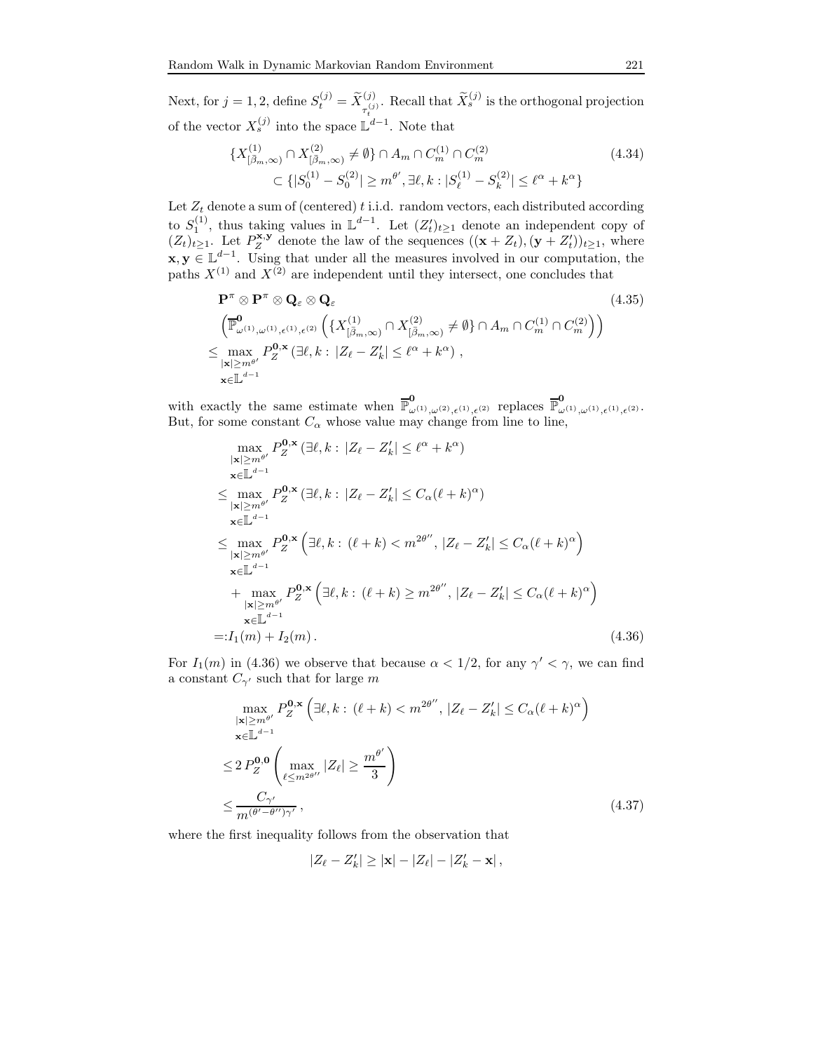Next, for $j = 1, 2$, define $S_t^{(j)} = \widetilde{X}^{(j)}_{\tau_t^{(j)}}$. Recall that $\widetilde{X}_s^{(j)}$ is the orthogonal projection of the vector $X_s^{(j)}$ into the space $\mathbb{L}^{d-1}$. Note that

$$
\begin{aligned}
\{X^{(1)}_{[\bar\beta_m,\infty)} \cap X^{(2)}_{[\bar\beta_m,\infty)} \neq \emptyset\} \cap A_m \cap C_m^{(1)} \cap C_m^{(2)} \\
\subset \{|S_0^{(1)} - S_0^{(2)}| \geq m^{\theta'}, \exists \ell, k : |S_\ell^{(1)} - S_k^{(2)}| \leq \ell^\alpha + k^\alpha\}
\end{aligned}
\tag{4.34}
$$

Let $Z_t$ denote a sum of (centered) $t$ i.i.d. random vectors, each distributed according to $S_1^{(1)}$, thus taking values in $\mathbb{L}^{d-1}$. Let $(Z'_t)_{t\geq 1}$ denote an independent copy of $(Z_t)_{t\geq 1}$. Let $P_Z^{\mathbf{x},\mathbf{y}}$ denote the law of the sequences $((\mathbf{x}+Z_t),(\mathbf{y}+Z'_t))_{t\geq 1}$, where $\mathbf{x},\mathbf{y} \in \mathbb{L}^{d-1}$. Using that under all the measures involved in our computation, the paths $X^{(1)}$ and $X^{(2)}$ are independent until they intersect, one concludes that

$$
\begin{aligned}
&\mathbf{P}^\pi \otimes \mathbf{P}^\pi \otimes \mathbf{Q}_\varepsilon \otimes \mathbf{Q}_\varepsilon \\
&\left(\overline{\mathbb{P}}^{\mathbf{0}}_{\omega^{(1)},\omega^{(1)},\epsilon^{(1)},\epsilon^{(2)}}\left(\{X^{(1)}_{[\bar\beta_m,\infty)} \cap X^{(2)}_{[\bar\beta_m,\infty)} \neq \emptyset\} \cap A_m \cap C_m^{(1)} \cap C_m^{(2)}\right)\right) \\
&\leq \max_{\substack{|\mathbf{x}|\geq m^{\theta'} \\ \mathbf{x}\in\mathbb{L}^{d-1}}} P_Z^{\mathbf{0},\mathbf{x}}\left(\exists \ell, k : |Z_\ell - Z'_k| \leq \ell^\alpha + k^\alpha\right),
\end{aligned}
\tag{4.35}
$$

with exactly the same estimate when $\overline{\mathbb{P}}^{\mathbf{0}}_{\omega^{(1)},\omega^{(2)},\epsilon^{(1)},\epsilon^{(2)}}$ replaces $\overline{\mathbb{P}}^{\mathbf{0}}_{\omega^{(1)},\omega^{(1)},\epsilon^{(1)},\epsilon^{(2)}}$. But, for some constant $C_\alpha$ whose value may change from line to line,

$$
\begin{aligned}
&\max_{\substack{|\mathbf{x}|\geq m^{\theta'} \\ \mathbf{x}\in\mathbb{L}^{d-1}}} P_Z^{\mathbf{0},\mathbf{x}}\left(\exists \ell, k : |Z_\ell - Z'_k| \leq \ell^\alpha + k^\alpha\right) \\
&\leq \max_{\substack{|\mathbf{x}|\geq m^{\theta'} \\ \mathbf{x}\in\mathbb{L}^{d-1}}} P_Z^{\mathbf{0},\mathbf{x}}\left(\exists \ell, k : |Z_\ell - Z'_k| \leq C_\alpha(\ell+k)^\alpha\right) \\
&\leq \max_{\substack{|\mathbf{x}|\geq m^{\theta'} \\ \mathbf{x}\in\mathbb{L}^{d-1}}} P_Z^{\mathbf{0},\mathbf{x}}\left(\exists \ell, k : (\ell+k) < m^{2\theta''}, |Z_\ell - Z'_k| \leq C_\alpha(\ell+k)^\alpha\right) \\
&\quad + \max_{\substack{|\mathbf{x}|\geq m^{\theta'} \\ \mathbf{x}\in\mathbb{L}^{d-1}}} P_Z^{\mathbf{0},\mathbf{x}}\left(\exists \ell, k : (\ell+k) \geq m^{2\theta''}, |Z_\ell - Z'_k| \leq C_\alpha(\ell+k)^\alpha\right) \\
&=: I_1(m) + I_2(m).
\end{aligned}
\tag{4.36}
$$

For $I_1(m)$ in (4.36) we observe that because $\alpha < 1/2$, for any $\gamma' < \gamma$, we can find a constant $C_{\gamma'}$ such that for large $m$

$$
\begin{aligned}
&\max_{\substack{|\mathbf{x}|\geq m^{\theta'} \\ \mathbf{x}\in\mathbb{L}^{d-1}}} P_Z^{\mathbf{0},\mathbf{x}}\left(\exists \ell, k : (\ell+k) < m^{2\theta''}, |Z_\ell - Z'_k| \leq C_\alpha(\ell+k)^\alpha\right) \\
&\leq 2\, P_Z^{\mathbf{0},\mathbf{0}}\left(\max_{\ell \leq m^{2\theta''}} |Z_\ell| \geq \frac{m^{\theta'}}{3}\right) \\
&\leq \frac{C_{\gamma'}}{m^{(\theta'-\theta'')\gamma'}},
\end{aligned}
\tag{4.37}
$$

where the first inequality follows from the observation that

$$
|Z_\ell - Z'_k| \geq |\mathbf{x}| - |Z_\ell| - |Z'_k - \mathbf{x}|,
$$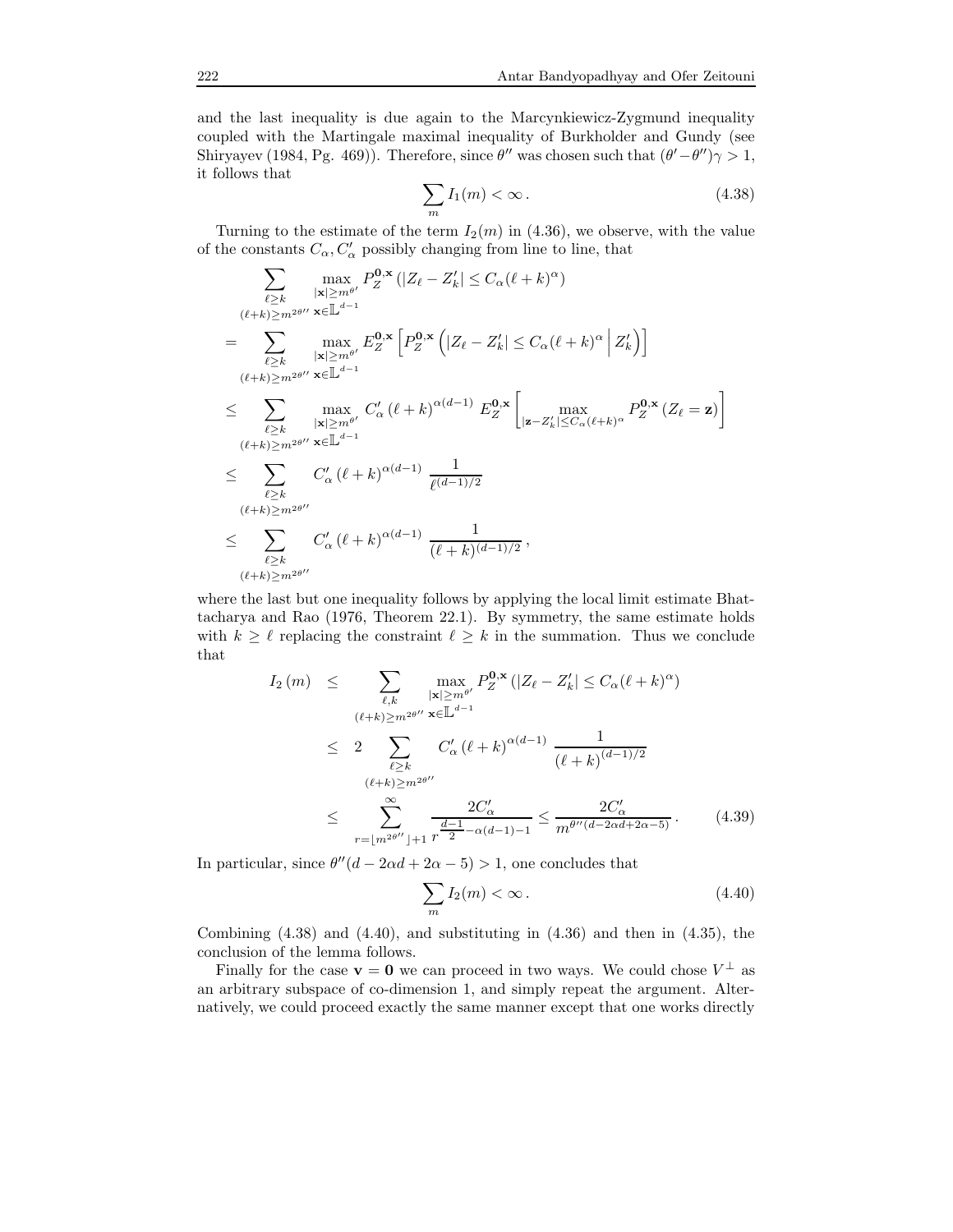and the last inequality is due again to the Marcynkiewicz-Zygmund inequality coupled with the Martingale maximal inequality of Burkholder and Gundy (see Shiryayev (1984, Pg. 469)). Therefore, since $\theta''$ was chosen such that $(\theta'-\theta'')\gamma > 1$, it follows that

$$\sum_m I_1(m) < \infty\,. \tag{4.38}$$

Turning to the estimate of the term $I_2(m)$ in (4.36), we observe, with the value of the constants $C_\alpha, C'_\alpha$ possibly changing from line to line, that

$$
\begin{aligned}
&\sum_{\substack{\ell \geq k \\ (\ell+k)\geq m^{2\theta''}}} \max_{\substack{|\mathbf{x}|\geq m^{\theta'} \\ \mathbf{x}\in\mathbb{L}^{d-1}}} P_Z^{\mathbf{0},\mathbf{x}}\left(|Z_\ell - Z'_k| \leq C_\alpha (\ell+k)^\alpha\right) \\
= &\sum_{\substack{\ell \geq k \\ (\ell+k)\geq m^{2\theta''}}} \max_{\substack{|\mathbf{x}|\geq m^{\theta'} \\ \mathbf{x}\in\mathbb{L}^{d-1}}} E_Z^{\mathbf{0},\mathbf{x}}\left[P_Z^{\mathbf{0},\mathbf{x}}\left(|Z_\ell - Z'_k| \leq C_\alpha (\ell+k)^\alpha \,\middle|\, Z'_k\right)\right] \\
\leq &\sum_{\substack{\ell \geq k \\ (\ell+k)\geq m^{2\theta''}}} \max_{\substack{|\mathbf{x}|\geq m^{\theta'} \\ \mathbf{x}\in\mathbb{L}^{d-1}}} C'_\alpha \,(\ell+k)^{\alpha(d-1)}\; E_Z^{\mathbf{0},\mathbf{x}}\left[\max_{|\mathbf{z}-Z'_k|\leq C_\alpha(\ell+k)^\alpha} P_Z^{\mathbf{0},\mathbf{x}}\left(Z_\ell = \mathbf{z}\right)\right] \\
\leq &\sum_{\substack{\ell \geq k \\ (\ell+k)\geq m^{2\theta''}}} C'_\alpha \,(\ell+k)^{\alpha(d-1)}\;\frac{1}{\ell^{(d-1)/2}} \\
\leq &\sum_{\substack{\ell \geq k \\ (\ell+k)\geq m^{2\theta''}}} C'_\alpha \,(\ell+k)^{\alpha(d-1)}\;\frac{1}{(\ell+k)^{(d-1)/2}}\,,
\end{aligned}
$$

where the last but one inequality follows by applying the local limit estimate Bhattacharya and Rao (1976, Theorem 22.1). By symmetry, the same estimate holds with $k \geq \ell$ replacing the constraint $\ell \geq k$ in the summation. Thus we conclude that

$$
\begin{aligned}
I_2(m) &\leq \sum_{\substack{\ell,k \\ (\ell+k)\geq m^{2\theta''}}} \max_{\substack{|\mathbf{x}|\geq m^{\theta'} \\ \mathbf{x}\in\mathbb{L}^{d-1}}} P_Z^{\mathbf{0},\mathbf{x}}\left(|Z_\ell - Z'_k| \leq C_\alpha (\ell+k)^\alpha\right) \\
&\leq 2\sum_{\substack{\ell \geq k \\ (\ell+k)\geq m^{2\theta''}}} C'_\alpha \,(\ell+k)^{\alpha(d-1)}\;\frac{1}{(\ell+k)^{(d-1)/2}} \\
&\leq \sum_{r=\lfloor m^{2\theta''}\rfloor+1}^{\infty} \frac{2C'_\alpha}{r^{\frac{d-1}{2}-\alpha(d-1)-1}} \leq \frac{2C'_\alpha}{m^{\theta''(d-2\alpha d+2\alpha-5)}}\,.
\end{aligned}
\tag{4.39}
$$

In particular, since $\theta''(d-2\alpha d+2\alpha-5) > 1$, one concludes that

$$\sum_m I_2(m) < \infty\,. \tag{4.40}$$

Combining (4.38) and (4.40), and substituting in (4.36) and then in (4.35), the conclusion of the lemma follows.

Finally for the case $\mathbf{v} = \mathbf{0}$ we can proceed in two ways. We could chose $V^\perp$ as an arbitrary subspace of co-dimension 1, and simply repeat the argument. Alternatively, we could proceed exactly the same manner except that one works directly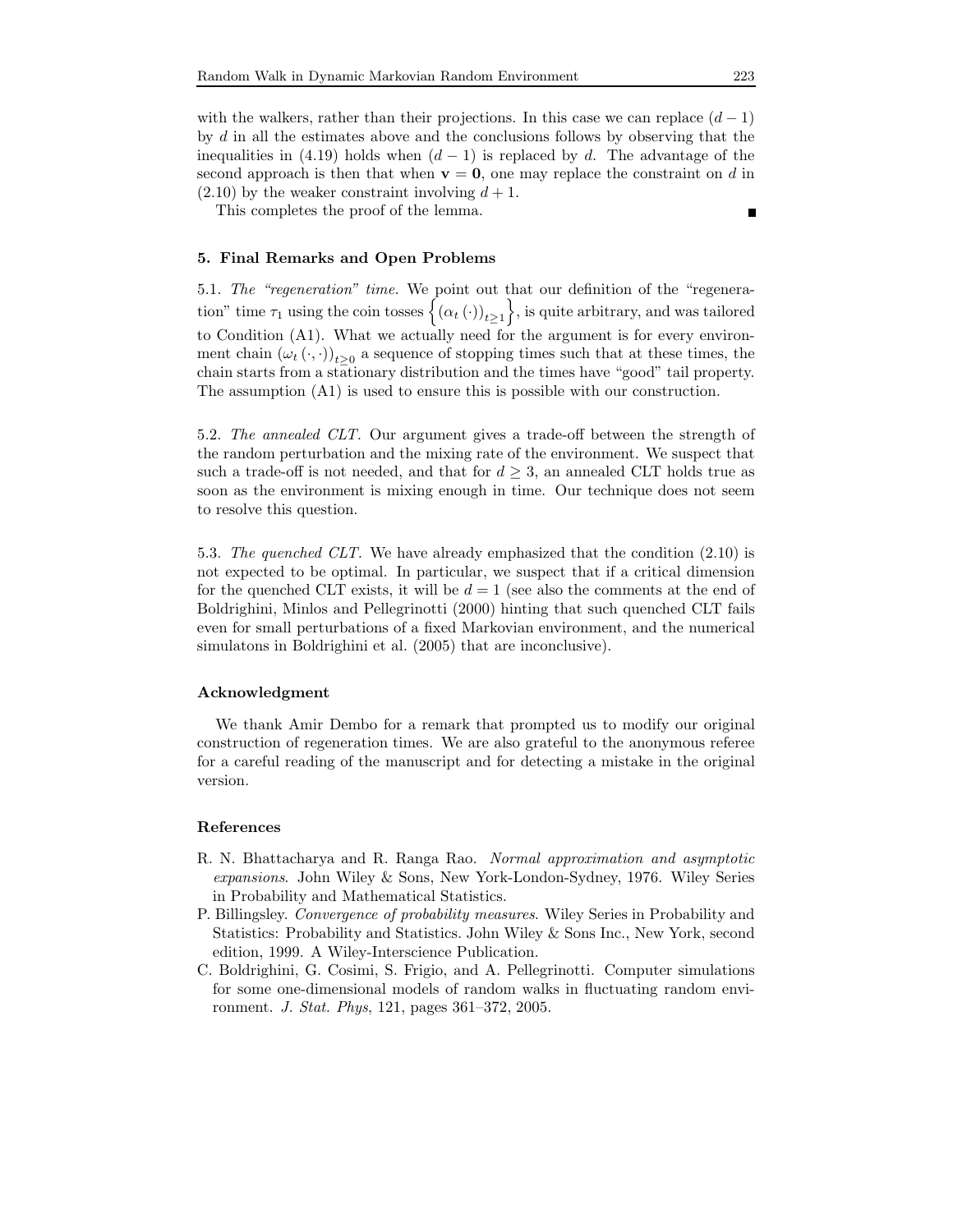with the walkers, rather than their projections. In this case we can replace $(d-1)$ by $d$ in all the estimates above and the conclusions follows by observing that the inequalities in (4.19) holds when $(d-1)$ is replaced by $d$. The advantage of the second approach is then that when $\mathbf{v} = \mathbf{0}$, one may replace the constraint on $d$ in (2.10) by the weaker constraint involving $d+1$.

This completes the proof of the lemma. ∎

## 5. Final Remarks and Open Problems

5.1. *The "regeneration" time.* We point out that our definition of the "regeneration" time $\tau_1$ using the coin tosses $\left\{(\alpha_t(\cdot))_{t\geq 1}\right\}$, is quite arbitrary, and was tailored to Condition (A1). What we actually need for the argument is for every environment chain $(\omega_t(\cdot,\cdot))_{t\geq 0}$ a sequence of stopping times such that at these times, the chain starts from a stationary distribution and the times have "good" tail property. The assumption (A1) is used to ensure this is possible with our construction.

5.2. *The annealed CLT.* Our argument gives a trade-off between the strength of the random perturbation and the mixing rate of the environment. We suspect that such a trade-off is not needed, and that for $d \geq 3$, an annealed CLT holds true as soon as the environment is mixing enough in time. Our technique does not seem to resolve this question.

5.3. *The quenched CLT.* We have already emphasized that the condition (2.10) is not expected to be optimal. In particular, we suspect that if a critical dimension for the quenched CLT exists, it will be $d = 1$ (see also the comments at the end of Boldrighini, Minlos and Pellegrinotti (2000) hinting that such quenched CLT fails even for small perturbations of a fixed Markovian environment, and the numerical simulatons in Boldrighini et al. (2005) that are inconclusive).

### Acknowledgment

We thank Amir Dembo for a remark that prompted us to modify our original construction of regeneration times. We are also grateful to the anonymous referee for a careful reading of the manuscript and for detecting a mistake in the original version.

### References

R. N. Bhattacharya and R. Ranga Rao. *Normal approximation and asymptotic expansions*. John Wiley & Sons, New York-London-Sydney, 1976. Wiley Series in Probability and Mathematical Statistics.

P. Billingsley. *Convergence of probability measures*. Wiley Series in Probability and Statistics: Probability and Statistics. John Wiley & Sons Inc., New York, second edition, 1999. A Wiley-Interscience Publication.

C. Boldrighini, G. Cosimi, S. Frigio, and A. Pellegrinotti. Computer simulations for some one-dimensional models of random walks in fluctuating random environment. *J. Stat. Phys*, 121, pages 361–372, 2005.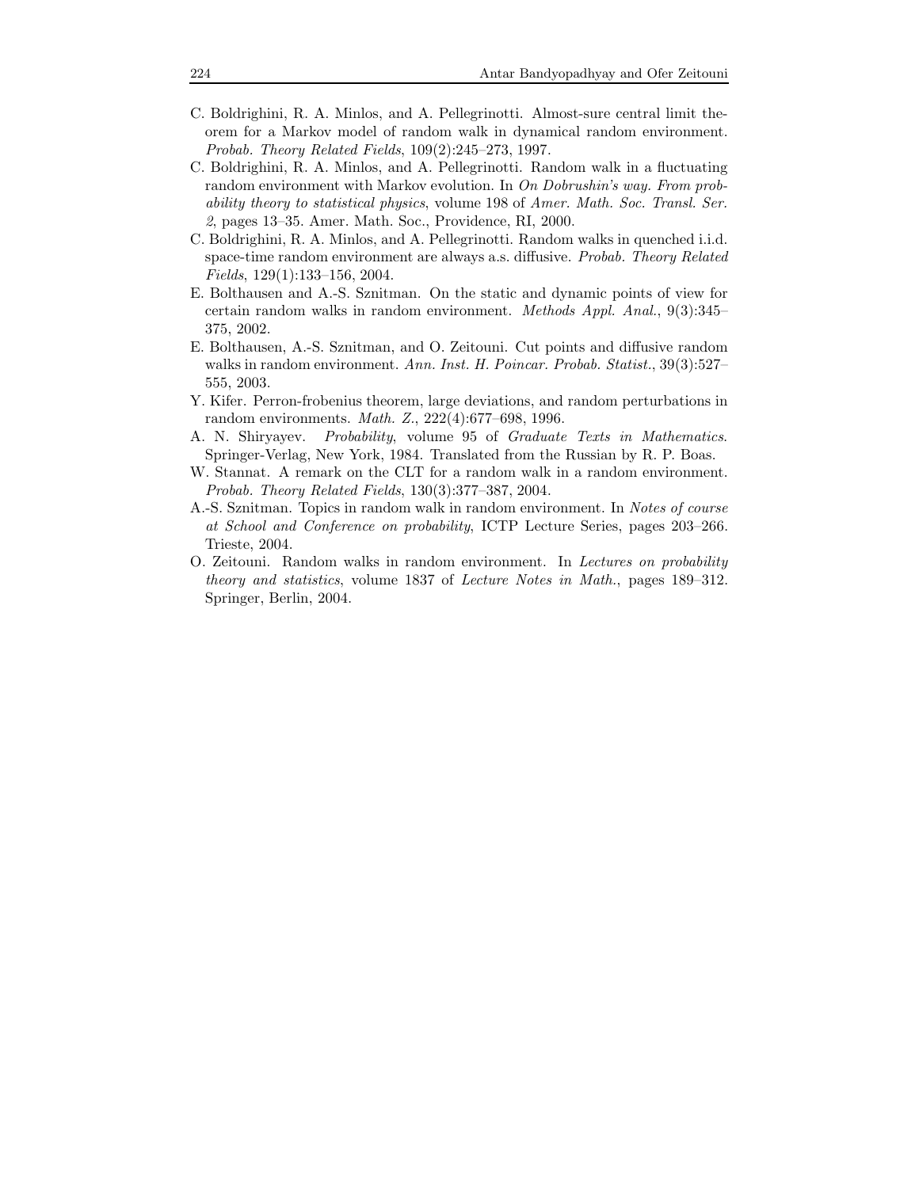C. Boldrighini, R. A. Minlos, and A. Pellegrinotti. Almost-sure central limit theorem for a Markov model of random walk in dynamical random environment. *Probab. Theory Related Fields*, 109(2):245–273, 1997.

C. Boldrighini, R. A. Minlos, and A. Pellegrinotti. Random walk in a fluctuating random environment with Markov evolution. In *On Dobrushin's way. From probability theory to statistical physics*, volume 198 of *Amer. Math. Soc. Transl. Ser. 2*, pages 13–35. Amer. Math. Soc., Providence, RI, 2000.

C. Boldrighini, R. A. Minlos, and A. Pellegrinotti. Random walks in quenched i.i.d. space-time random environment are always a.s. diffusive. *Probab. Theory Related Fields*, 129(1):133–156, 2004.

E. Bolthausen and A.-S. Sznitman. On the static and dynamic points of view for certain random walks in random environment. *Methods Appl. Anal.*, 9(3):345–375, 2002.

E. Bolthausen, A.-S. Sznitman, and O. Zeitouni. Cut points and diffusive random walks in random environment. *Ann. Inst. H. Poincar. Probab. Statist.*, 39(3):527–555, 2003.

Y. Kifer. Perron-frobenius theorem, large deviations, and random perturbations in random environments. *Math. Z.*, 222(4):677–698, 1996.

A. N. Shiryayev. *Probability*, volume 95 of *Graduate Texts in Mathematics*. Springer-Verlag, New York, 1984. Translated from the Russian by R. P. Boas.

W. Stannat. A remark on the CLT for a random walk in a random environment. *Probab. Theory Related Fields*, 130(3):377–387, 2004.

A.-S. Sznitman. Topics in random walk in random environment. In *Notes of course at School and Conference on probability*, ICTP Lecture Series, pages 203–266. Trieste, 2004.

O. Zeitouni. Random walks in random environment. In *Lectures on probability theory and statistics*, volume 1837 of *Lecture Notes in Math.*, pages 189–312. Springer, Berlin, 2004.